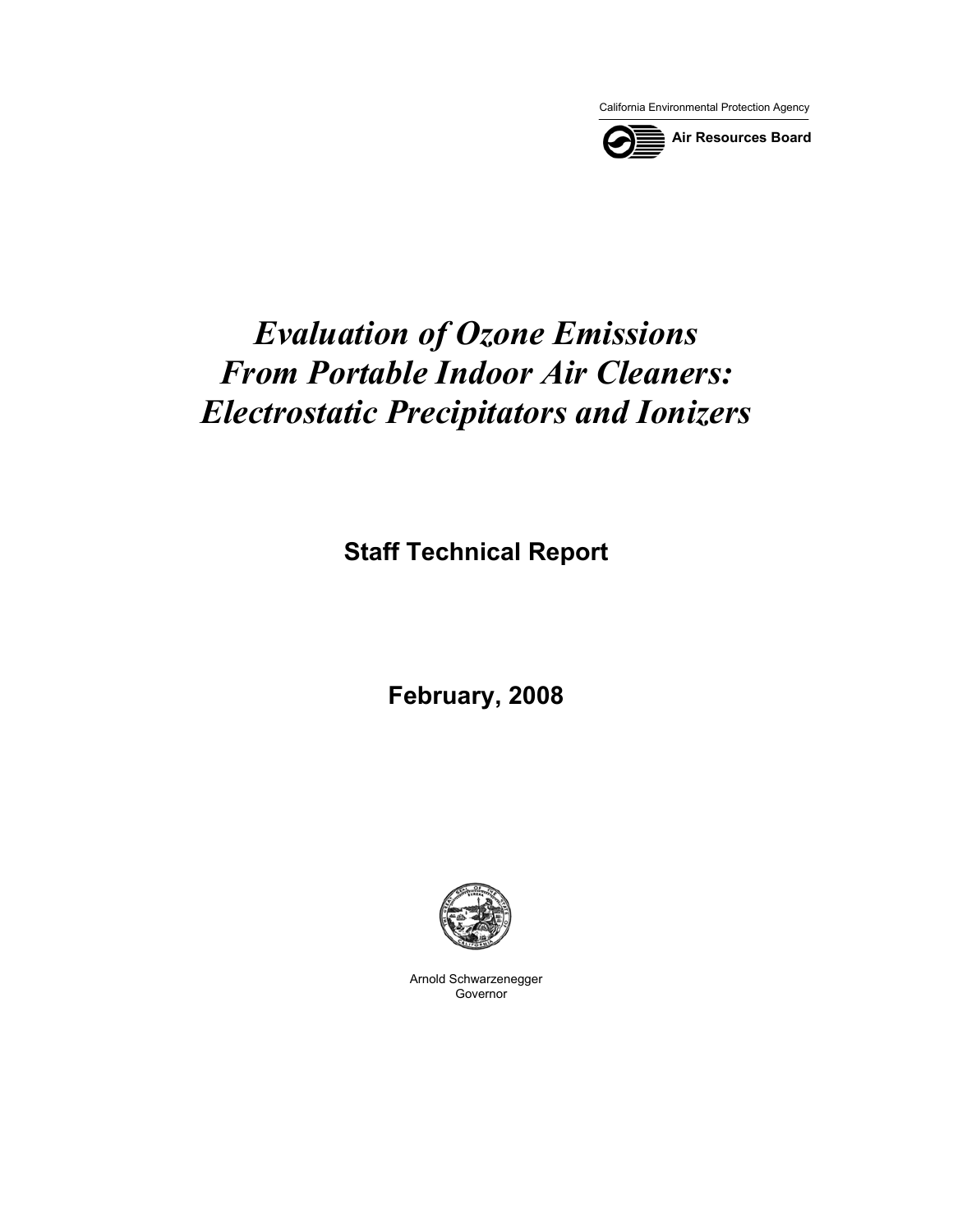California Environmental Protection Agency

**Air Resources Board**

# *Evaluation of Ozone Emissions From Portable Indoor Air Cleaners: Electrostatic Precipitators and Ionizers*

## Staff Technical Report

## February, 2008

Arnold Schwarzenegger
Governor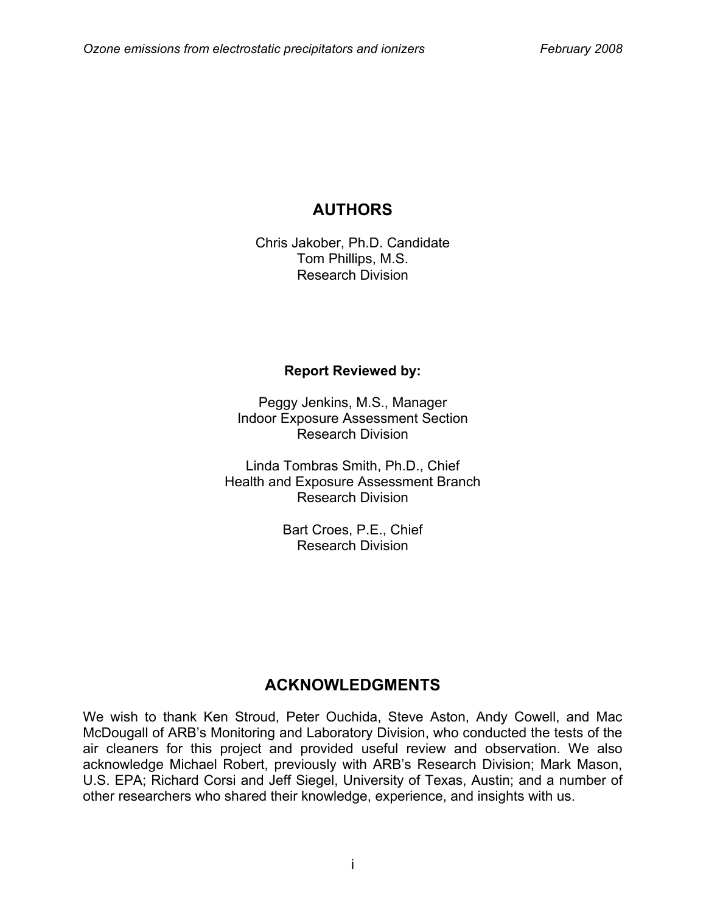## AUTHORS

Chris Jakober, Ph.D. Candidate
Tom Phillips, M.S.
Research Division

**Report Reviewed by:**

Peggy Jenkins, M.S., Manager
Indoor Exposure Assessment Section
Research Division

Linda Tombras Smith, Ph.D., Chief
Health and Exposure Assessment Branch
Research Division

Bart Croes, P.E., Chief
Research Division

## ACKNOWLEDGMENTS

We wish to thank Ken Stroud, Peter Ouchida, Steve Aston, Andy Cowell, and Mac McDougall of ARB's Monitoring and Laboratory Division, who conducted the tests of the air cleaners for this project and provided useful review and observation. We also acknowledge Michael Robert, previously with ARB's Research Division; Mark Mason, U.S. EPA; Richard Corsi and Jeff Siegel, University of Texas, Austin; and a number of other researchers who shared their knowledge, experience, and insights with us.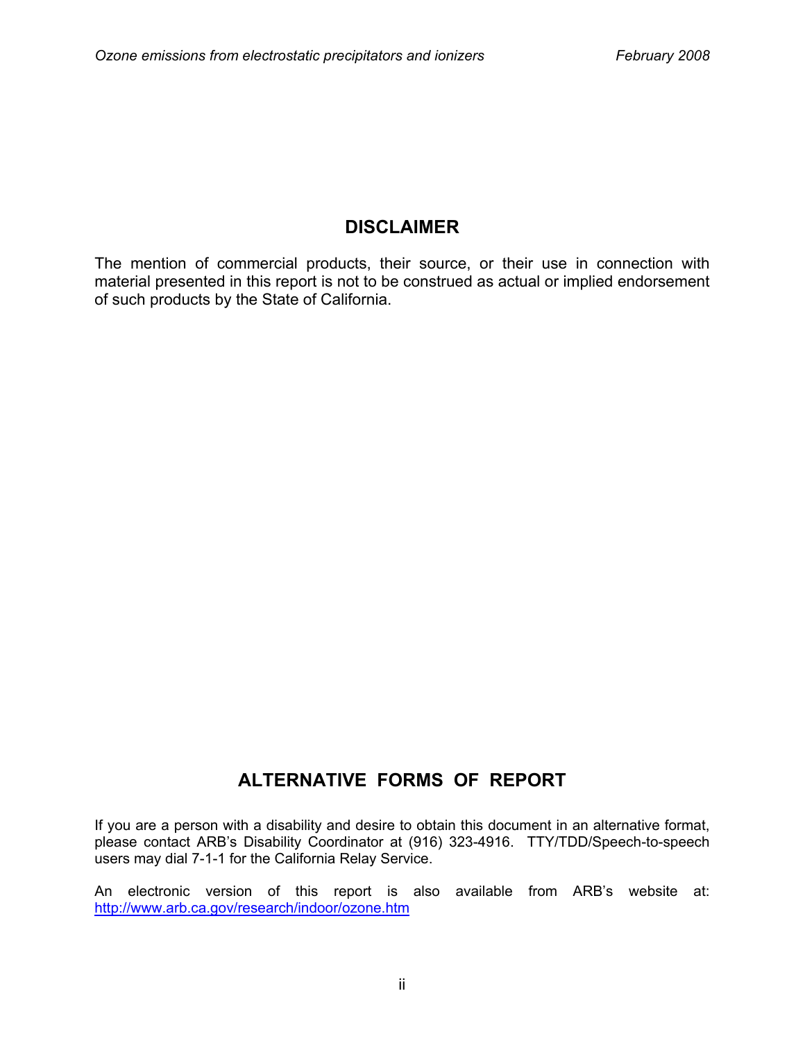## DISCLAIMER

The mention of commercial products, their source, or their use in connection with material presented in this report is not to be construed as actual or implied endorsement of such products by the State of California.

## ALTERNATIVE FORMS OF REPORT

If you are a person with a disability and desire to obtain this document in an alternative format, please contact ARB's Disability Coordinator at (916) 323-4916. TTY/TDD/Speech-to-speech users may dial 7-1-1 for the California Relay Service.

An electronic version of this report is also available from ARB's website at: http://www.arb.ca.gov/research/indoor/ozone.htm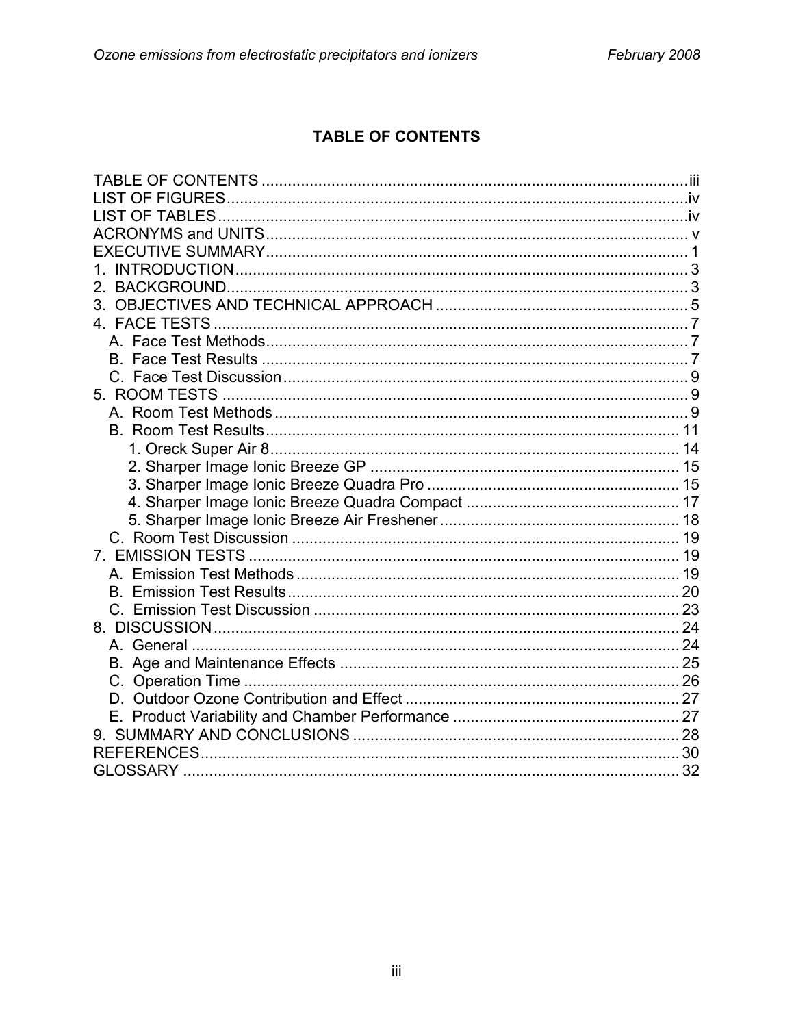## TABLE OF CONTENTS

TABLE OF CONTENTS ........ iii
LIST OF FIGURES ........ iv
LIST OF TABLES ........ iv
ACRONYMS and UNITS ........ v
EXECUTIVE SUMMARY ........ 1
1. INTRODUCTION ........ 3
2. BACKGROUND ........ 3
3. OBJECTIVES AND TECHNICAL APPROACH ........ 5
4. FACE TESTS ........ 7
   A. Face Test Methods ........ 7
   B. Face Test Results ........ 7
   C. Face Test Discussion ........ 9
5. ROOM TESTS ........ 9
   A. Room Test Methods ........ 9
   B. Room Test Results ........ 11
      1. Oreck Super Air 8 ........ 14
      2. Sharper Image Ionic Breeze GP ........ 15
      3. Sharper Image Ionic Breeze Quadra Pro ........ 15
      4. Sharper Image Ionic Breeze Quadra Compact ........ 17
      5. Sharper Image Ionic Breeze Air Freshener ........ 18
   C. Room Test Discussion ........ 19
7. EMISSION TESTS ........ 19
   A. Emission Test Methods ........ 19
   B. Emission Test Results ........ 20
   C. Emission Test Discussion ........ 23
8. DISCUSSION ........ 24
   A. General ........ 24
   B. Age and Maintenance Effects ........ 25
   C. Operation Time ........ 26
   D. Outdoor Ozone Contribution and Effect ........ 27
   E. Product Variability and Chamber Performance ........ 27
9. SUMMARY AND CONCLUSIONS ........ 28
REFERENCES ........ 30
GLOSSARY ........ 32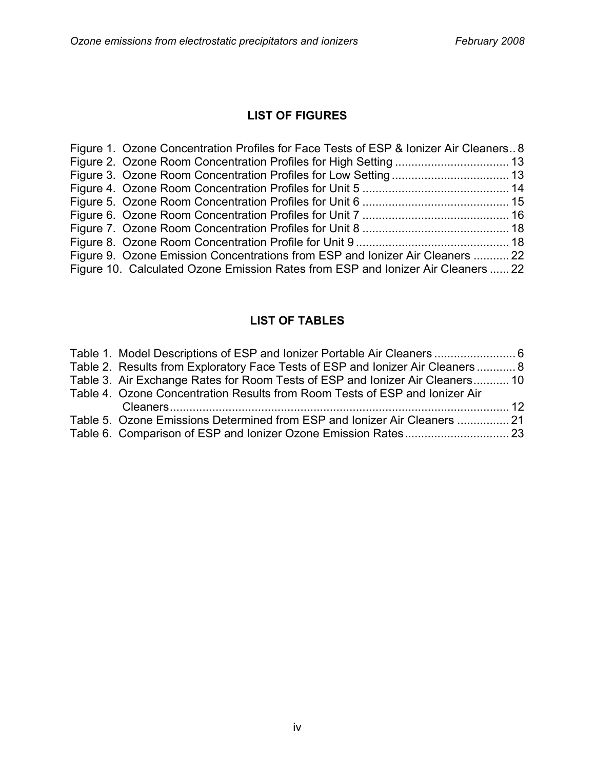## LIST OF FIGURES

Figure 1. Ozone Concentration Profiles for Face Tests of ESP & Ionizer Air Cleaners .. 8
Figure 2. Ozone Room Concentration Profiles for High Setting ........ 13
Figure 3. Ozone Room Concentration Profiles for Low Setting ........ 13
Figure 4. Ozone Room Concentration Profiles for Unit 5 ........ 14
Figure 5. Ozone Room Concentration Profiles for Unit 6 ........ 15
Figure 6. Ozone Room Concentration Profiles for Unit 7 ........ 16
Figure 7. Ozone Room Concentration Profiles for Unit 8 ........ 18
Figure 8. Ozone Room Concentration Profile for Unit 9 ........ 18
Figure 9. Ozone Emission Concentrations from ESP and Ionizer Air Cleaners ........ 22
Figure 10. Calculated Ozone Emission Rates from ESP and Ionizer Air Cleaners ...... 22

## LIST OF TABLES

Table 1. Model Descriptions of ESP and Ionizer Portable Air Cleaners ........ 6
Table 2. Results from Exploratory Face Tests of ESP and Ionizer Air Cleaners ........ 8
Table 3. Air Exchange Rates for Room Tests of ESP and Ionizer Air Cleaners ........ 10
Table 4. Ozone Concentration Results from Room Tests of ESP and Ionizer Air Cleaners ........ 12
Table 5. Ozone Emissions Determined from ESP and Ionizer Air Cleaners ........ 21
Table 6. Comparison of ESP and Ionizer Ozone Emission Rates ........ 23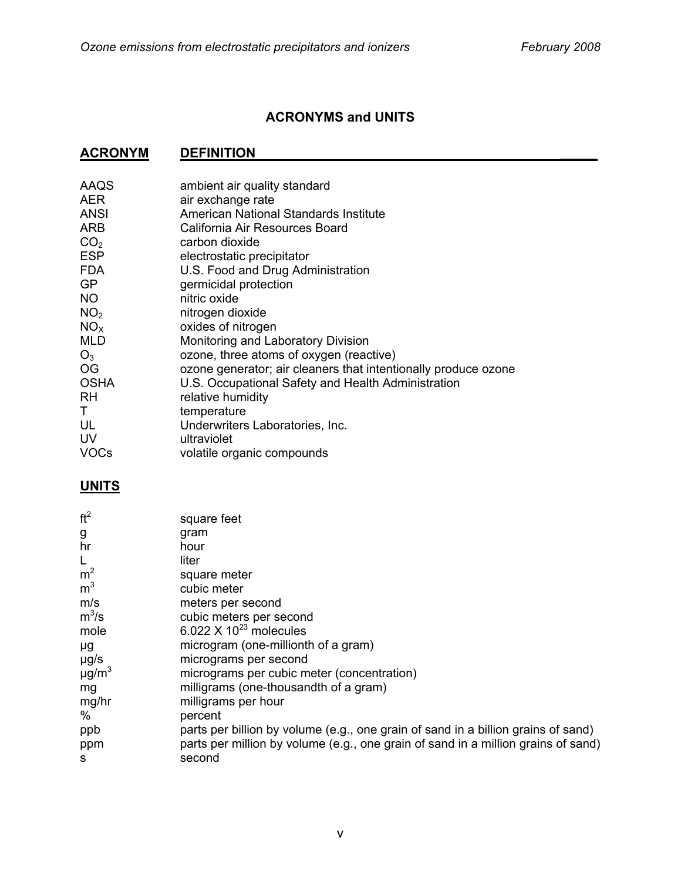## ACRONYMS and UNITS

| ACRONYM | DEFINITION |
|---|---|
| AAQS | ambient air quality standard |
| AER | air exchange rate |
| ANSI | American National Standards Institute |
| ARB | California Air Resources Board |
| $CO_2$ | carbon dioxide |
| ESP | electrostatic precipitator |
| FDA | U.S. Food and Drug Administration |
| GP | germicidal protection |
| NO | nitric oxide |
| $NO_2$ | nitrogen dioxide |
| $NO_X$ | oxides of nitrogen |
| MLD | Monitoring and Laboratory Division |
| $O_3$ | ozone, three atoms of oxygen (reactive) |
| OG | ozone generator; air cleaners that intentionally produce ozone |
| OSHA | U.S. Occupational Safety and Health Administration |
| RH | relative humidity |
| T | temperature |
| UL | Underwriters Laboratories, Inc. |
| UV | ultraviolet |
| VOCs | volatile organic compounds |

## UNITS

| Unit | Definition |
|---|---|
| $ft^2$ | square feet |
| g | gram |
| hr | hour |
| L | liter |
| $m^2$ | square meter |
| $m^3$ | cubic meter |
| m/s | meters per second |
| $m^3/s$ | cubic meters per second |
| mole | $6.022 \times 10^{23}$ molecules |
| µg | microgram (one-millionth of a gram) |
| µg/s | micrograms per second |
| $\mu g/m^3$ | micrograms per cubic meter (concentration) |
| mg | milligrams (one-thousandth of a gram) |
| mg/hr | milligrams per hour |
| % | percent |
| ppb | parts per billion by volume (e.g., one grain of sand in a billion grains of sand) |
| ppm | parts per million by volume (e.g., one grain of sand in a million grains of sand) |
| s | second |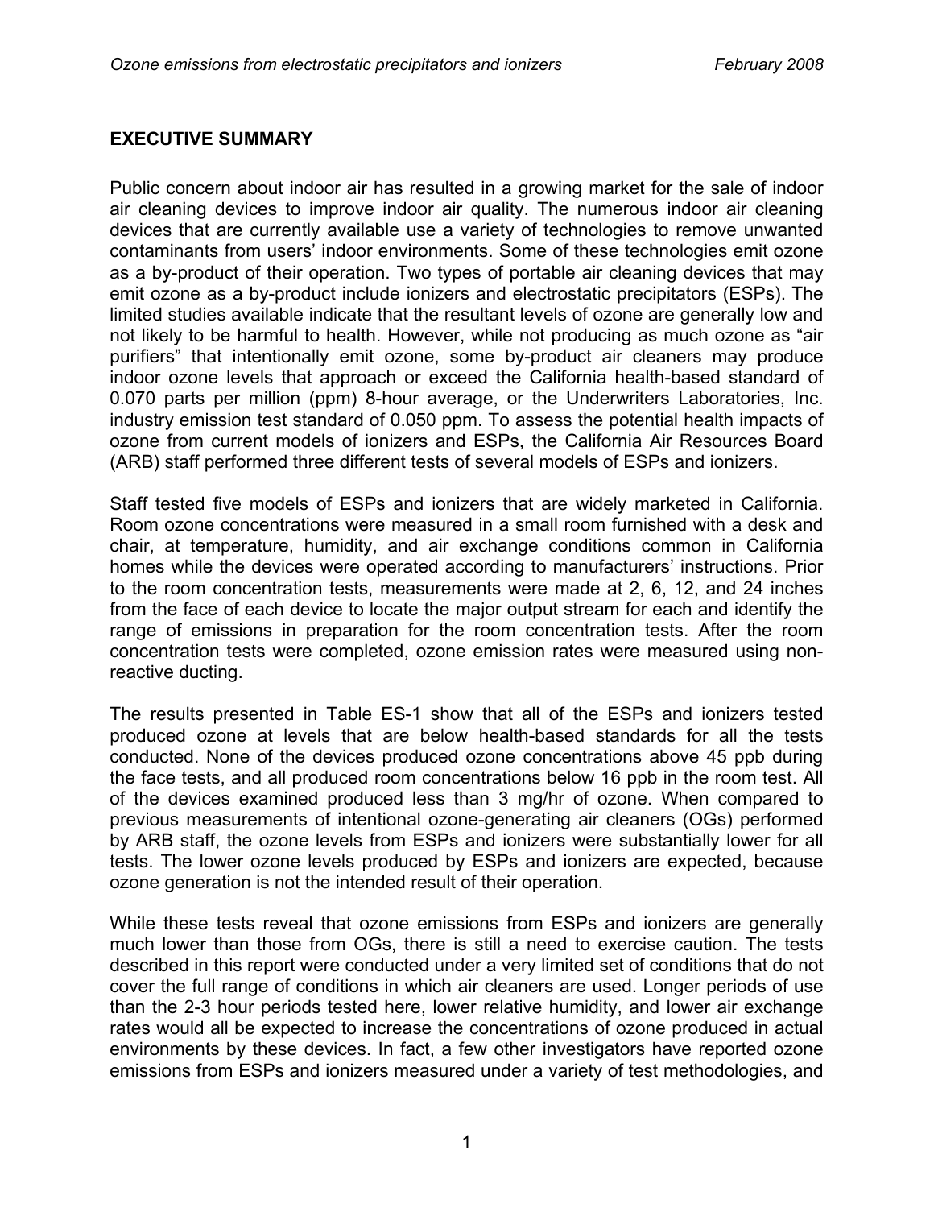## EXECUTIVE SUMMARY

Public concern about indoor air has resulted in a growing market for the sale of indoor air cleaning devices to improve indoor air quality. The numerous indoor air cleaning devices that are currently available use a variety of technologies to remove unwanted contaminants from users' indoor environments. Some of these technologies emit ozone as a by-product of their operation. Two types of portable air cleaning devices that may emit ozone as a by-product include ionizers and electrostatic precipitators (ESPs). The limited studies available indicate that the resultant levels of ozone are generally low and not likely to be harmful to health. However, while not producing as much ozone as "air purifiers" that intentionally emit ozone, some by-product air cleaners may produce indoor ozone levels that approach or exceed the California health-based standard of 0.070 parts per million (ppm) 8-hour average, or the Underwriters Laboratories, Inc. industry emission test standard of 0.050 ppm. To assess the potential health impacts of ozone from current models of ionizers and ESPs, the California Air Resources Board (ARB) staff performed three different tests of several models of ESPs and ionizers.

Staff tested five models of ESPs and ionizers that are widely marketed in California. Room ozone concentrations were measured in a small room furnished with a desk and chair, at temperature, humidity, and air exchange conditions common in California homes while the devices were operated according to manufacturers' instructions. Prior to the room concentration tests, measurements were made at 2, 6, 12, and 24 inches from the face of each device to locate the major output stream for each and identify the range of emissions in preparation for the room concentration tests. After the room concentration tests were completed, ozone emission rates were measured using non-reactive ducting.

The results presented in Table ES-1 show that all of the ESPs and ionizers tested produced ozone at levels that are below health-based standards for all the tests conducted. None of the devices produced ozone concentrations above 45 ppb during the face tests, and all produced room concentrations below 16 ppb in the room test. All of the devices examined produced less than 3 mg/hr of ozone. When compared to previous measurements of intentional ozone-generating air cleaners (OGs) performed by ARB staff, the ozone levels from ESPs and ionizers were substantially lower for all tests. The lower ozone levels produced by ESPs and ionizers are expected, because ozone generation is not the intended result of their operation.

While these tests reveal that ozone emissions from ESPs and ionizers are generally much lower than those from OGs, there is still a need to exercise caution. The tests described in this report were conducted under a very limited set of conditions that do not cover the full range of conditions in which air cleaners are used. Longer periods of use than the 2-3 hour periods tested here, lower relative humidity, and lower air exchange rates would all be expected to increase the concentrations of ozone produced in actual environments by these devices. In fact, a few other investigators have reported ozone emissions from ESPs and ionizers measured under a variety of test methodologies, and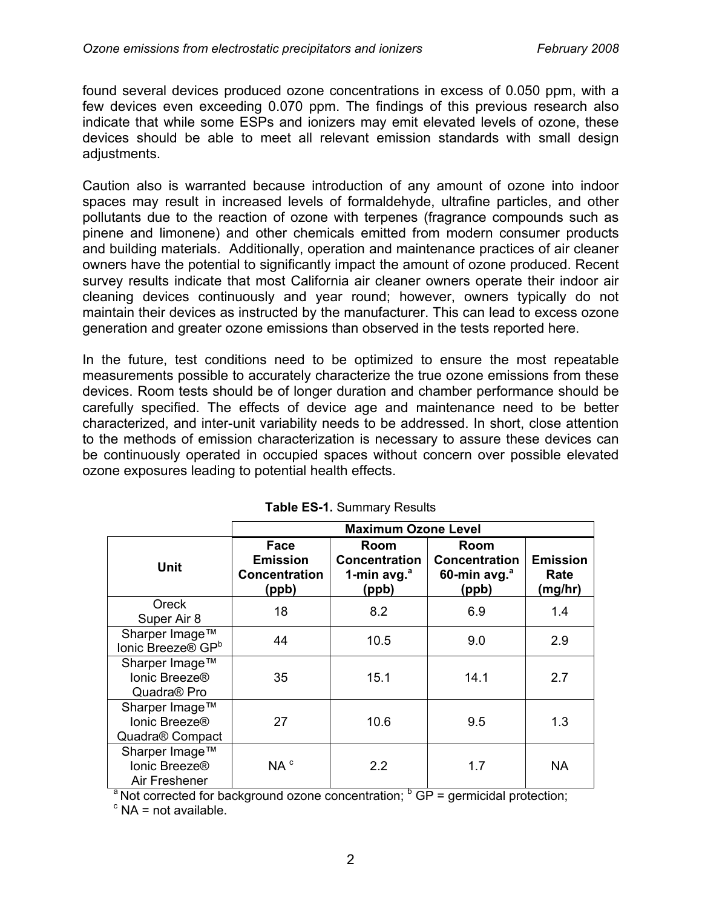found several devices produced ozone concentrations in excess of 0.050 ppm, with a few devices even exceeding 0.070 ppm. The findings of this previous research also indicate that while some ESPs and ionizers may emit elevated levels of ozone, these devices should be able to meet all relevant emission standards with small design adjustments.

Caution also is warranted because introduction of any amount of ozone into indoor spaces may result in increased levels of formaldehyde, ultrafine particles, and other pollutants due to the reaction of ozone with terpenes (fragrance compounds such as pinene and limonene) and other chemicals emitted from modern consumer products and building materials. Additionally, operation and maintenance practices of air cleaner owners have the potential to significantly impact the amount of ozone produced. Recent survey results indicate that most California air cleaner owners operate their indoor air cleaning devices continuously and year round; however, owners typically do not maintain their devices as instructed by the manufacturer. This can lead to excess ozone generation and greater ozone emissions than observed in the tests reported here.

In the future, test conditions need to be optimized to ensure the most repeatable measurements possible to accurately characterize the true ozone emissions from these devices. Room tests should be of longer duration and chamber performance should be carefully specified. The effects of device age and maintenance need to be better characterized, and inter-unit variability needs to be addressed. In short, close attention to the methods of emission characterization is necessary to assure these devices can be continuously operated in occupied spaces without concern over possible elevated ozone exposures leading to potential health effects.

**Table ES-1.** Summary Results

| | **Maximum Ozone Level** | | | |
|---|---|---|---|---|
| **Unit** | **Face Emission Concentration (ppb)** | **Room Concentration 1-min avg.[a] (ppb)** | **Room Concentration 60-min avg.[a] (ppb)** | **Emission Rate (mg/hr)** |
| Oreck Super Air 8 | 18 | 8.2 | 6.9 | 1.4 |
| Sharper Image™ Ionic Breeze® GP[b] | 44 | 10.5 | 9.0 | 2.9 |
| Sharper Image™ Ionic Breeze® Quadra® Pro | 35 | 15.1 | 14.1 | 2.7 |
| Sharper Image™ Ionic Breeze® Quadra® Compact | 27 | 10.6 | 9.5 | 1.3 |
| Sharper Image™ Ionic Breeze® Air Freshener | NA [c] | 2.2 | 1.7 | NA |

[a] Not corrected for background ozone concentration; [b] GP = germicidal protection; [c] NA = not available.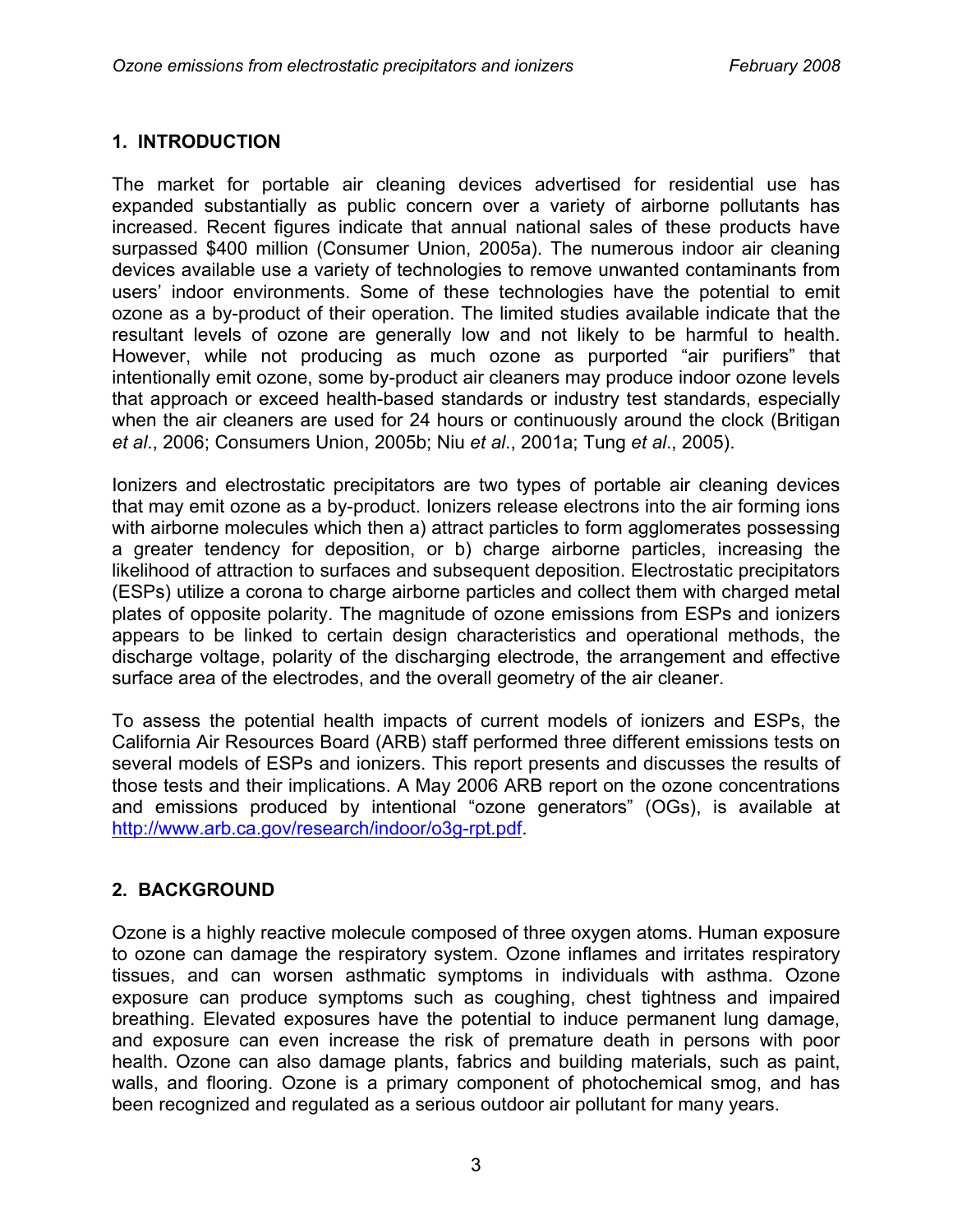## 1. INTRODUCTION

The market for portable air cleaning devices advertised for residential use has expanded substantially as public concern over a variety of airborne pollutants has increased. Recent figures indicate that annual national sales of these products have surpassed $400 million (Consumer Union, 2005a). The numerous indoor air cleaning devices available use a variety of technologies to remove unwanted contaminants from users' indoor environments. Some of these technologies have the potential to emit ozone as a by-product of their operation. The limited studies available indicate that the resultant levels of ozone are generally low and not likely to be harmful to health. However, while not producing as much ozone as purported "air purifiers" that intentionally emit ozone, some by-product air cleaners may produce indoor ozone levels that approach or exceed health-based standards or industry test standards, especially when the air cleaners are used for 24 hours or continuously around the clock (Britigan *et al*., 2006; Consumers Union, 2005b; Niu *et al*., 2001a; Tung *et al*., 2005).

Ionizers and electrostatic precipitators are two types of portable air cleaning devices that may emit ozone as a by-product. Ionizers release electrons into the air forming ions with airborne molecules which then a) attract particles to form agglomerates possessing a greater tendency for deposition, or b) charge airborne particles, increasing the likelihood of attraction to surfaces and subsequent deposition. Electrostatic precipitators (ESPs) utilize a corona to charge airborne particles and collect them with charged metal plates of opposite polarity. The magnitude of ozone emissions from ESPs and ionizers appears to be linked to certain design characteristics and operational methods, the discharge voltage, polarity of the discharging electrode, the arrangement and effective surface area of the electrodes, and the overall geometry of the air cleaner.

To assess the potential health impacts of current models of ionizers and ESPs, the California Air Resources Board (ARB) staff performed three different emissions tests on several models of ESPs and ionizers. This report presents and discusses the results of those tests and their implications. A May 2006 ARB report on the ozone concentrations and emissions produced by intentional "ozone generators" (OGs), is available at http://www.arb.ca.gov/research/indoor/o3g-rpt.pdf.

## 2. BACKGROUND

Ozone is a highly reactive molecule composed of three oxygen atoms. Human exposure to ozone can damage the respiratory system. Ozone inflames and irritates respiratory tissues, and can worsen asthmatic symptoms in individuals with asthma. Ozone exposure can produce symptoms such as coughing, chest tightness and impaired breathing. Elevated exposures have the potential to induce permanent lung damage, and exposure can even increase the risk of premature death in persons with poor health. Ozone can also damage plants, fabrics and building materials, such as paint, walls, and flooring. Ozone is a primary component of photochemical smog, and has been recognized and regulated as a serious outdoor air pollutant for many years.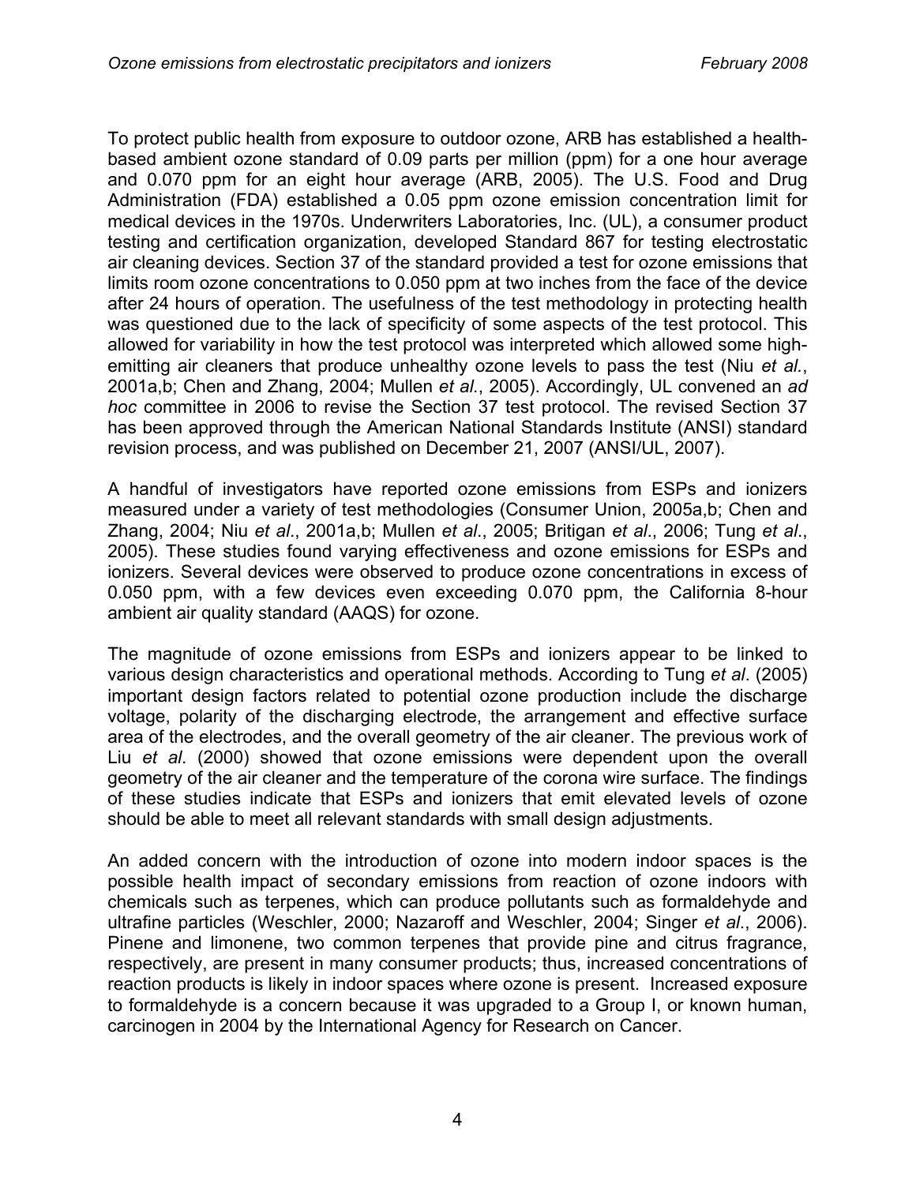To protect public health from exposure to outdoor ozone, ARB has established a health-based ambient ozone standard of 0.09 parts per million (ppm) for a one hour average and 0.070 ppm for an eight hour average (ARB, 2005). The U.S. Food and Drug Administration (FDA) established a 0.05 ppm ozone emission concentration limit for medical devices in the 1970s. Underwriters Laboratories, Inc. (UL), a consumer product testing and certification organization, developed Standard 867 for testing electrostatic air cleaning devices. Section 37 of the standard provided a test for ozone emissions that limits room ozone concentrations to 0.050 ppm at two inches from the face of the device after 24 hours of operation. The usefulness of the test methodology in protecting health was questioned due to the lack of specificity of some aspects of the test protocol. This allowed for variability in how the test protocol was interpreted which allowed some high-emitting air cleaners that produce unhealthy ozone levels to pass the test (Niu *et al.*, 2001a,b; Chen and Zhang, 2004; Mullen *et al.*, 2005). Accordingly, UL convened an *ad hoc* committee in 2006 to revise the Section 37 test protocol. The revised Section 37 has been approved through the American National Standards Institute (ANSI) standard revision process, and was published on December 21, 2007 (ANSI/UL, 2007).

A handful of investigators have reported ozone emissions from ESPs and ionizers measured under a variety of test methodologies (Consumer Union, 2005a,b; Chen and Zhang, 2004; Niu *et al*., 2001a,b; Mullen *et al*., 2005; Britigan *et al*., 2006; Tung *et al*., 2005). These studies found varying effectiveness and ozone emissions for ESPs and ionizers. Several devices were observed to produce ozone concentrations in excess of 0.050 ppm, with a few devices even exceeding 0.070 ppm, the California 8-hour ambient air quality standard (AAQS) for ozone.

The magnitude of ozone emissions from ESPs and ionizers appear to be linked to various design characteristics and operational methods. According to Tung *et al*. (2005) important design factors related to potential ozone production include the discharge voltage, polarity of the discharging electrode, the arrangement and effective surface area of the electrodes, and the overall geometry of the air cleaner. The previous work of Liu *et al*. (2000) showed that ozone emissions were dependent upon the overall geometry of the air cleaner and the temperature of the corona wire surface. The findings of these studies indicate that ESPs and ionizers that emit elevated levels of ozone should be able to meet all relevant standards with small design adjustments.

An added concern with the introduction of ozone into modern indoor spaces is the possible health impact of secondary emissions from reaction of ozone indoors with chemicals such as terpenes, which can produce pollutants such as formaldehyde and ultrafine particles (Weschler, 2000; Nazaroff and Weschler, 2004; Singer *et al*., 2006). Pinene and limonene, two common terpenes that provide pine and citrus fragrance, respectively, are present in many consumer products; thus, increased concentrations of reaction products is likely in indoor spaces where ozone is present. Increased exposure to formaldehyde is a concern because it was upgraded to a Group I, or known human, carcinogen in 2004 by the International Agency for Research on Cancer.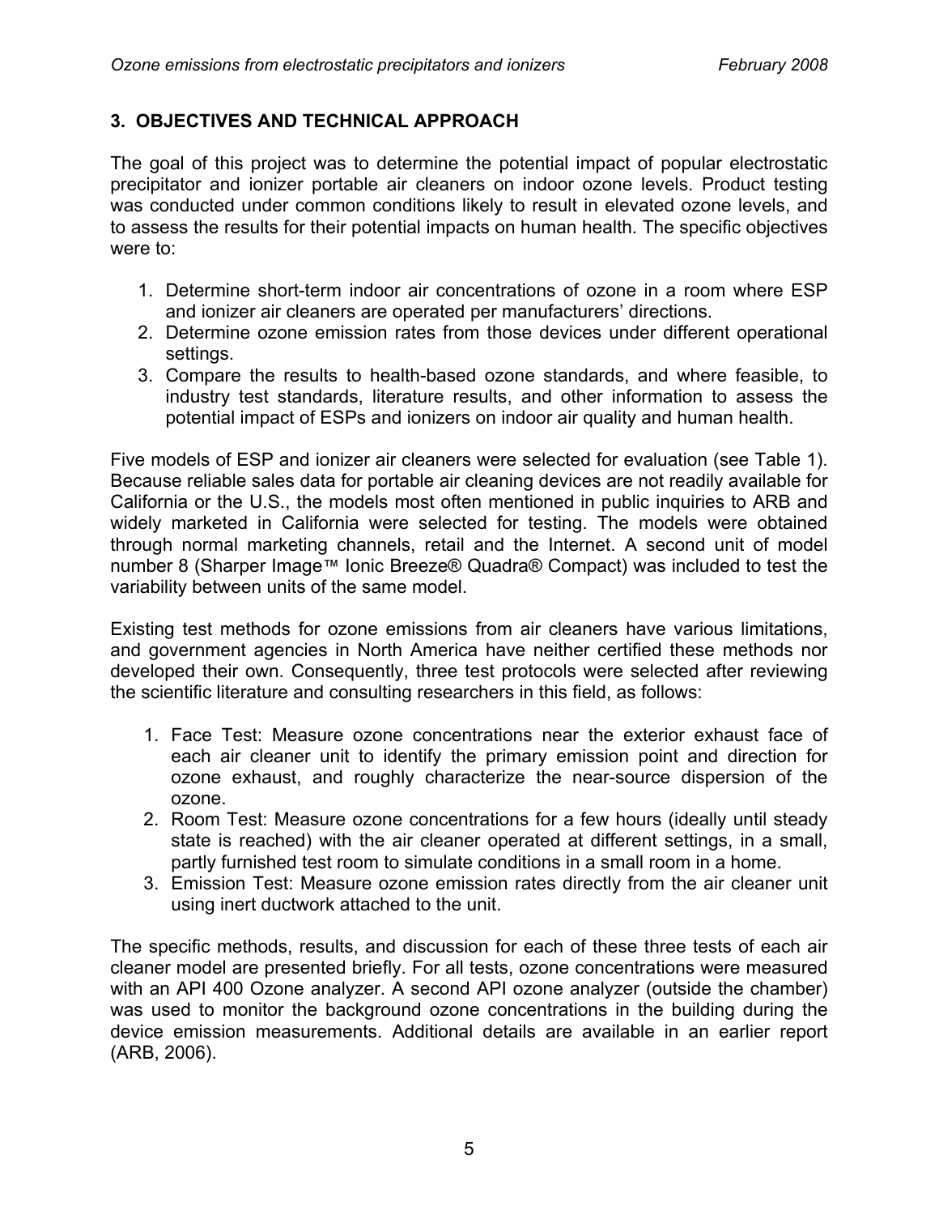## 3. OBJECTIVES AND TECHNICAL APPROACH

The goal of this project was to determine the potential impact of popular electrostatic precipitator and ionizer portable air cleaners on indoor ozone levels. Product testing was conducted under common conditions likely to result in elevated ozone levels, and to assess the results for their potential impacts on human health. The specific objectives were to:

1. Determine short-term indoor air concentrations of ozone in a room where ESP and ionizer air cleaners are operated per manufacturers' directions.
2. Determine ozone emission rates from those devices under different operational settings.
3. Compare the results to health-based ozone standards, and where feasible, to industry test standards, literature results, and other information to assess the potential impact of ESPs and ionizers on indoor air quality and human health.

Five models of ESP and ionizer air cleaners were selected for evaluation (see Table 1). Because reliable sales data for portable air cleaning devices are not readily available for California or the U.S., the models most often mentioned in public inquiries to ARB and widely marketed in California were selected for testing. The models were obtained through normal marketing channels, retail and the Internet. A second unit of model number 8 (Sharper Image™ Ionic Breeze® Quadra® Compact) was included to test the variability between units of the same model.

Existing test methods for ozone emissions from air cleaners have various limitations, and government agencies in North America have neither certified these methods nor developed their own. Consequently, three test protocols were selected after reviewing the scientific literature and consulting researchers in this field, as follows:

1. Face Test: Measure ozone concentrations near the exterior exhaust face of each air cleaner unit to identify the primary emission point and direction for ozone exhaust, and roughly characterize the near-source dispersion of the ozone.
2. Room Test: Measure ozone concentrations for a few hours (ideally until steady state is reached) with the air cleaner operated at different settings, in a small, partly furnished test room to simulate conditions in a small room in a home.
3. Emission Test: Measure ozone emission rates directly from the air cleaner unit using inert ductwork attached to the unit.

The specific methods, results, and discussion for each of these three tests of each air cleaner model are presented briefly. For all tests, ozone concentrations were measured with an API 400 Ozone analyzer. A second API ozone analyzer (outside the chamber) was used to monitor the background ozone concentrations in the building during the device emission measurements. Additional details are available in an earlier report (ARB, 2006).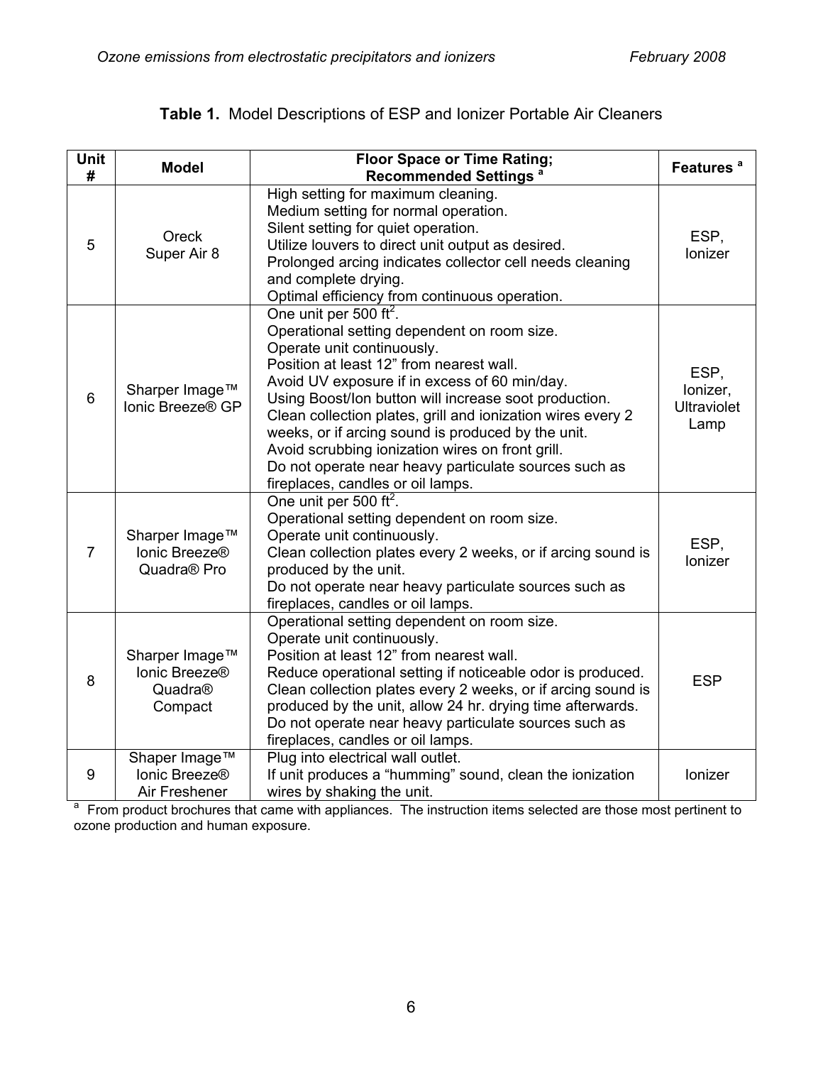**Table 1.** Model Descriptions of ESP and Ionizer Portable Air Cleaners

| Unit # | Model | Floor Space or Time Rating; Recommended Settings [a] | Features [a] |
|---|---|---|---|
| 5 | Oreck Super Air 8 | High setting for maximum cleaning.<br>Medium setting for normal operation.<br>Silent setting for quiet operation.<br>Utilize louvers to direct unit output as desired.<br>Prolonged arcing indicates collector cell needs cleaning and complete drying.<br>Optimal efficiency from continuous operation. | ESP, Ionizer |
| 6 | Sharper Image™ Ionic Breeze® GP | One unit per 500 $ft^2$.<br>Operational setting dependent on room size.<br>Operate unit continuously.<br>Position at least 12" from nearest wall.<br>Avoid UV exposure if in excess of 60 min/day.<br>Using Boost/Ion button will increase soot production.<br>Clean collection plates, grill and ionization wires every 2 weeks, or if arcing sound is produced by the unit.<br>Avoid scrubbing ionization wires on front grill.<br>Do not operate near heavy particulate sources such as fireplaces, candles or oil lamps. | ESP, Ionizer, Ultraviolet Lamp |
| 7 | Sharper Image™ Ionic Breeze® Quadra® Pro | One unit per 500 $ft^2$.<br>Operational setting dependent on room size.<br>Operate unit continuously.<br>Clean collection plates every 2 weeks, or if arcing sound is produced by the unit.<br>Do not operate near heavy particulate sources such as fireplaces, candles or oil lamps. | ESP, Ionizer |
| 8 | Sharper Image™ Ionic Breeze® Quadra® Compact | Operational setting dependent on room size.<br>Operate unit continuously.<br>Position at least 12" from nearest wall.<br>Reduce operational setting if noticeable odor is produced.<br>Clean collection plates every 2 weeks, or if arcing sound is produced by the unit, allow 24 hr. drying time afterwards.<br>Do not operate near heavy particulate sources such as fireplaces, candles or oil lamps. | ESP |
| 9 | Shaper Image™ Ionic Breeze® Air Freshener | Plug into electrical wall outlet.<br>If unit produces a "humming" sound, clean the ionization wires by shaking the unit. | Ionizer |

[a] From product brochures that came with appliances. The instruction items selected are those most pertinent to ozone production and human exposure.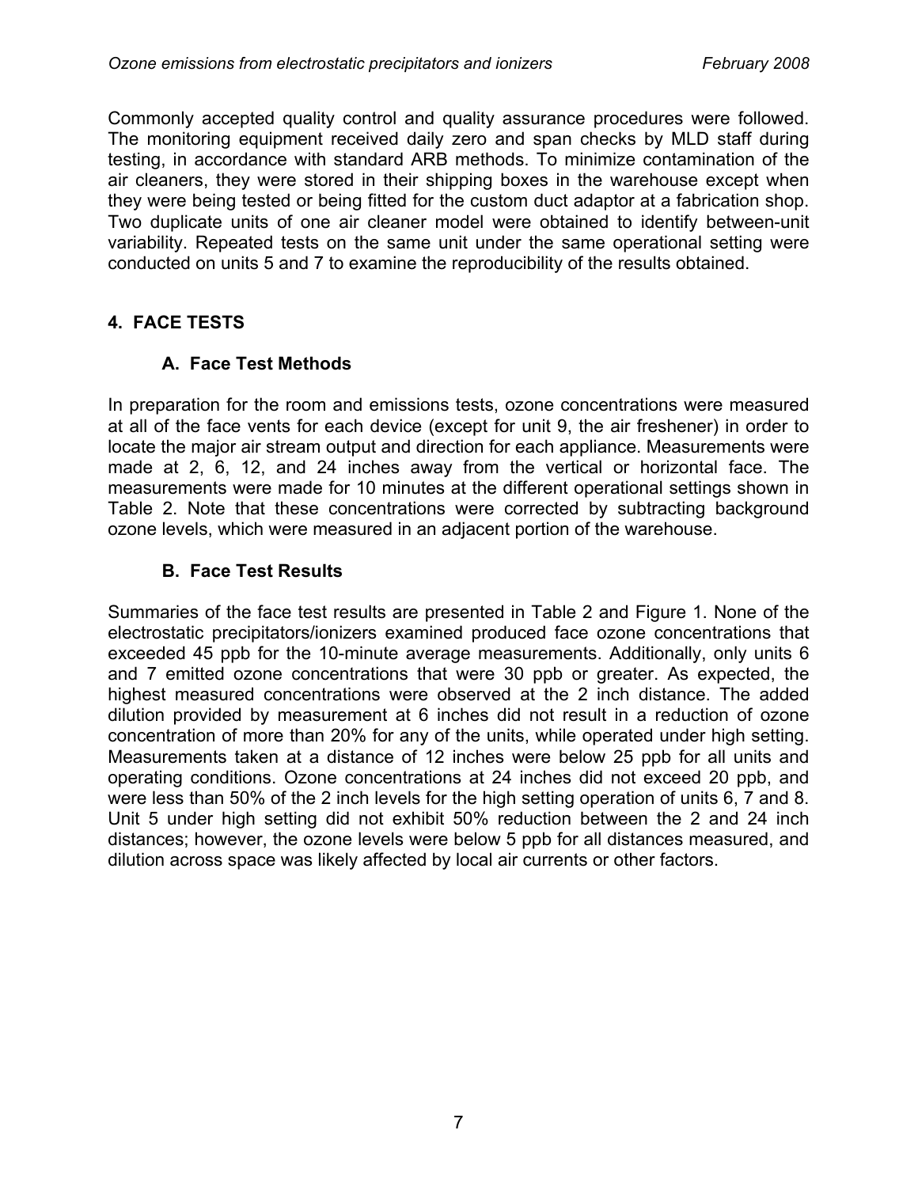Commonly accepted quality control and quality assurance procedures were followed. The monitoring equipment received daily zero and span checks by MLD staff during testing, in accordance with standard ARB methods. To minimize contamination of the air cleaners, they were stored in their shipping boxes in the warehouse except when they were being tested or being fitted for the custom duct adaptor at a fabrication shop. Two duplicate units of one air cleaner model were obtained to identify between-unit variability. Repeated tests on the same unit under the same operational setting were conducted on units 5 and 7 to examine the reproducibility of the results obtained.

## 4. FACE TESTS

### A. Face Test Methods

In preparation for the room and emissions tests, ozone concentrations were measured at all of the face vents for each device (except for unit 9, the air freshener) in order to locate the major air stream output and direction for each appliance. Measurements were made at 2, 6, 12, and 24 inches away from the vertical or horizontal face. The measurements were made for 10 minutes at the different operational settings shown in Table 2. Note that these concentrations were corrected by subtracting background ozone levels, which were measured in an adjacent portion of the warehouse.

### B. Face Test Results

Summaries of the face test results are presented in Table 2 and Figure 1. None of the electrostatic precipitators/ionizers examined produced face ozone concentrations that exceeded 45 ppb for the 10-minute average measurements. Additionally, only units 6 and 7 emitted ozone concentrations that were 30 ppb or greater. As expected, the highest measured concentrations were observed at the 2 inch distance. The added dilution provided by measurement at 6 inches did not result in a reduction of ozone concentration of more than 20% for any of the units, while operated under high setting. Measurements taken at a distance of 12 inches were below 25 ppb for all units and operating conditions. Ozone concentrations at 24 inches did not exceed 20 ppb, and were less than 50% of the 2 inch levels for the high setting operation of units 6, 7 and 8. Unit 5 under high setting did not exhibit 50% reduction between the 2 and 24 inch distances; however, the ozone levels were below 5 ppb for all distances measured, and dilution across space was likely affected by local air currents or other factors.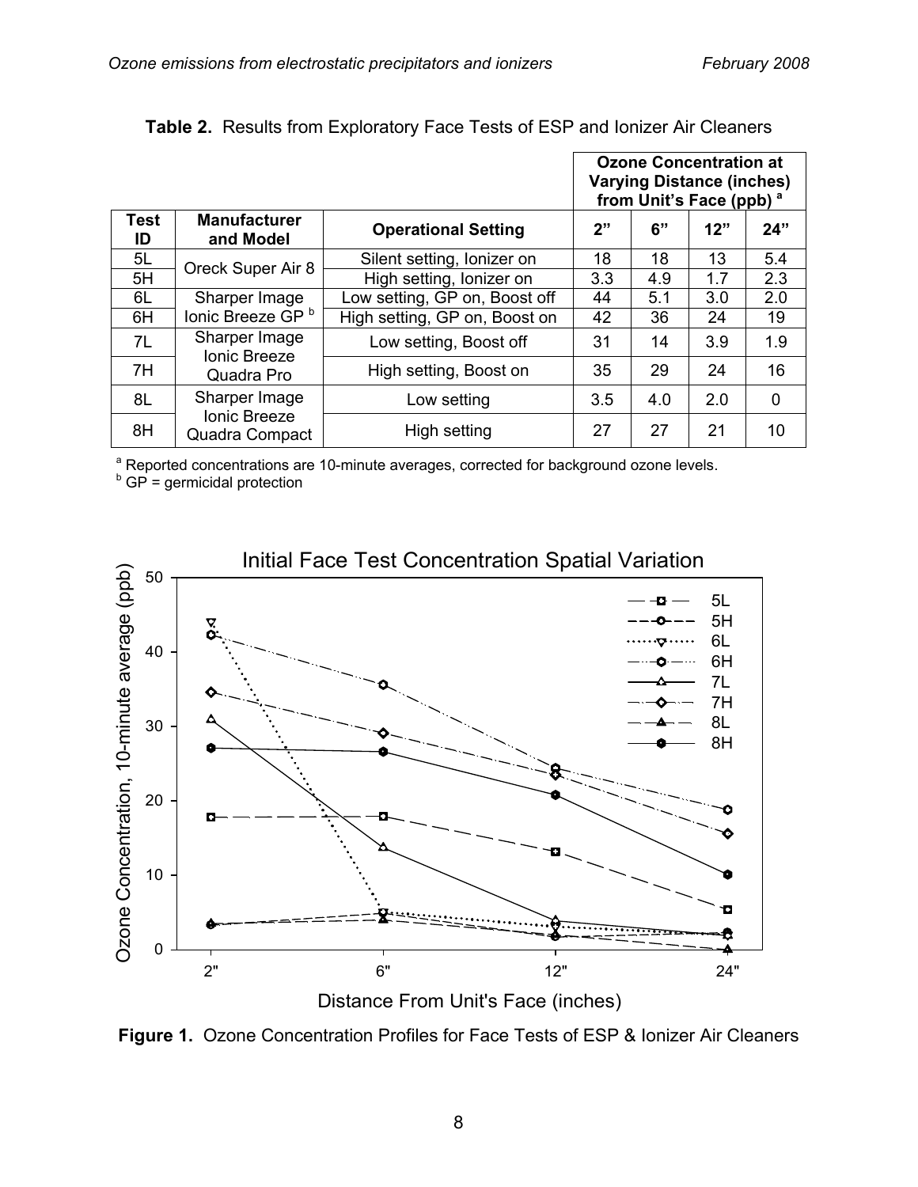**Table 2.** Results from Exploratory Face Tests of ESP and Ionizer Air Cleaners

| | | | Ozone Concentration at Varying Distance (inches) from Unit's Face (ppb) [a] | | | |
|---|---|---|---|---|---|---|
| **Test ID** | **Manufacturer and Model** | **Operational Setting** | **2"** | **6"** | **12"** | **24"** |
| 5L | Oreck Super Air 8 | Silent setting, Ionizer on | 18 | 18 | 13 | 5.4 |
| 5H | | High setting, Ionizer on | 3.3 | 4.9 | 1.7 | 2.3 |
| 6L | Sharper Image Ionic Breeze GP [b] | Low setting, GP on, Boost off | 44 | 5.1 | 3.0 | 2.0 |
| 6H | | High setting, GP on, Boost on | 42 | 36 | 24 | 19 |
| 7L | Sharper Image Ionic Breeze Quadra Pro | Low setting, Boost off | 31 | 14 | 3.9 | 1.9 |
| 7H | | High setting, Boost on | 35 | 29 | 24 | 16 |
| 8L | Sharper Image Ionic Breeze Quadra Compact | Low setting | 3.5 | 4.0 | 2.0 | 0 |
| 8H | | High setting | 27 | 27 | 21 | 10 |

[a] Reported concentrations are 10-minute averages, corrected for background ozone levels.
[b] GP = germicidal protection

**Figure 1.** Ozone Concentration Profiles for Face Tests of ESP & Ionizer Air Cleaners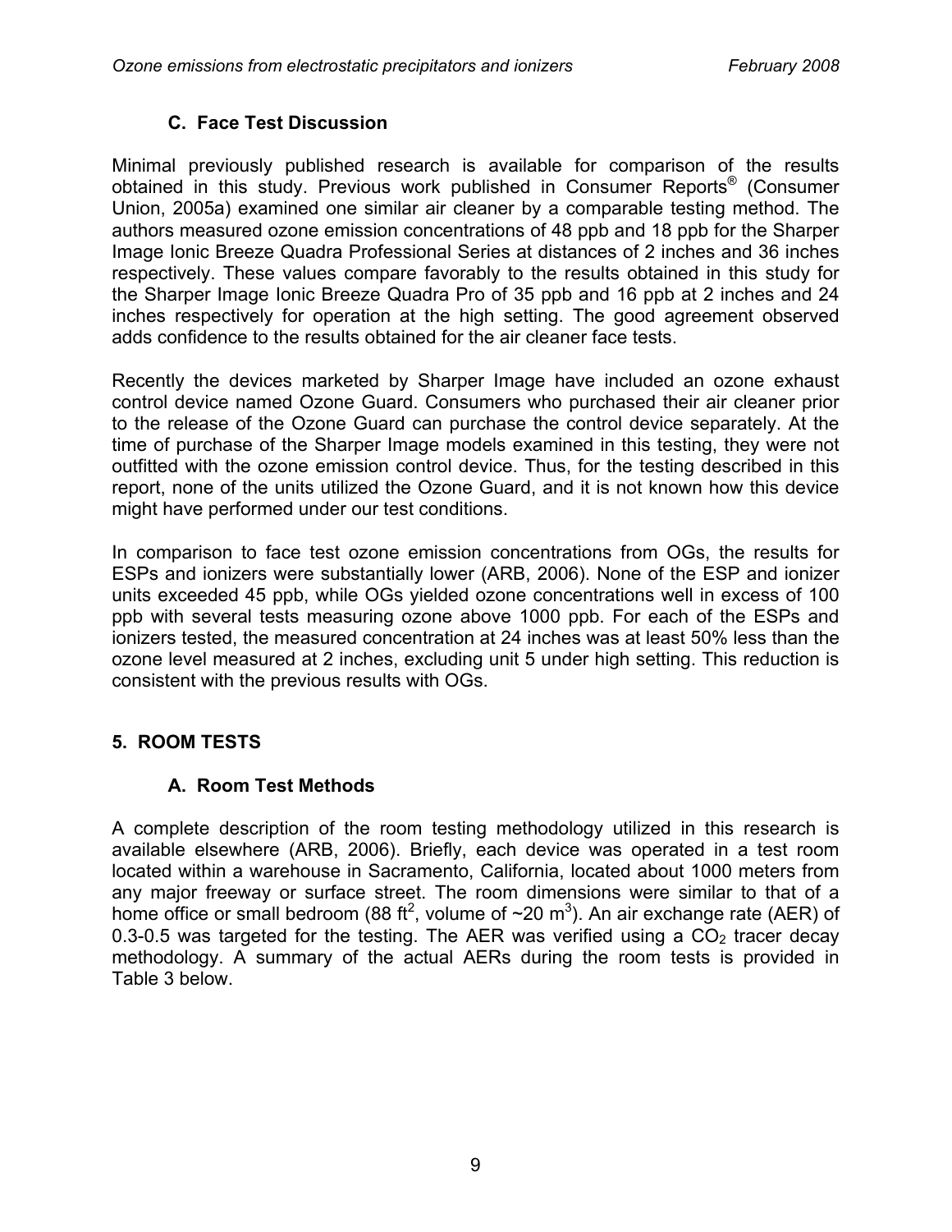### C. Face Test Discussion

Minimal previously published research is available for comparison of the results obtained in this study. Previous work published in Consumer Reports® (Consumer Union, 2005a) examined one similar air cleaner by a comparable testing method. The authors measured ozone emission concentrations of 48 ppb and 18 ppb for the Sharper Image Ionic Breeze Quadra Professional Series at distances of 2 inches and 36 inches respectively. These values compare favorably to the results obtained in this study for the Sharper Image Ionic Breeze Quadra Pro of 35 ppb and 16 ppb at 2 inches and 24 inches respectively for operation at the high setting. The good agreement observed adds confidence to the results obtained for the air cleaner face tests.

Recently the devices marketed by Sharper Image have included an ozone exhaust control device named Ozone Guard. Consumers who purchased their air cleaner prior to the release of the Ozone Guard can purchase the control device separately. At the time of purchase of the Sharper Image models examined in this testing, they were not outfitted with the ozone emission control device. Thus, for the testing described in this report, none of the units utilized the Ozone Guard, and it is not known how this device might have performed under our test conditions.

In comparison to face test ozone emission concentrations from OGs, the results for ESPs and ionizers were substantially lower (ARB, 2006). None of the ESP and ionizer units exceeded 45 ppb, while OGs yielded ozone concentrations well in excess of 100 ppb with several tests measuring ozone above 1000 ppb. For each of the ESPs and ionizers tested, the measured concentration at 24 inches was at least 50% less than the ozone level measured at 2 inches, excluding unit 5 under high setting. This reduction is consistent with the previous results with OGs.

## 5. ROOM TESTS

### A. Room Test Methods

A complete description of the room testing methodology utilized in this research is available elsewhere (ARB, 2006). Briefly, each device was operated in a test room located within a warehouse in Sacramento, California, located about 1000 meters from any major freeway or surface street. The room dimensions were similar to that of a home office or small bedroom (88 $ft^2$, volume of ~20 $m^3$). An air exchange rate (AER) of 0.3-0.5 was targeted for the testing. The AER was verified using a $CO_2$ tracer decay methodology. A summary of the actual AERs during the room tests is provided in Table 3 below.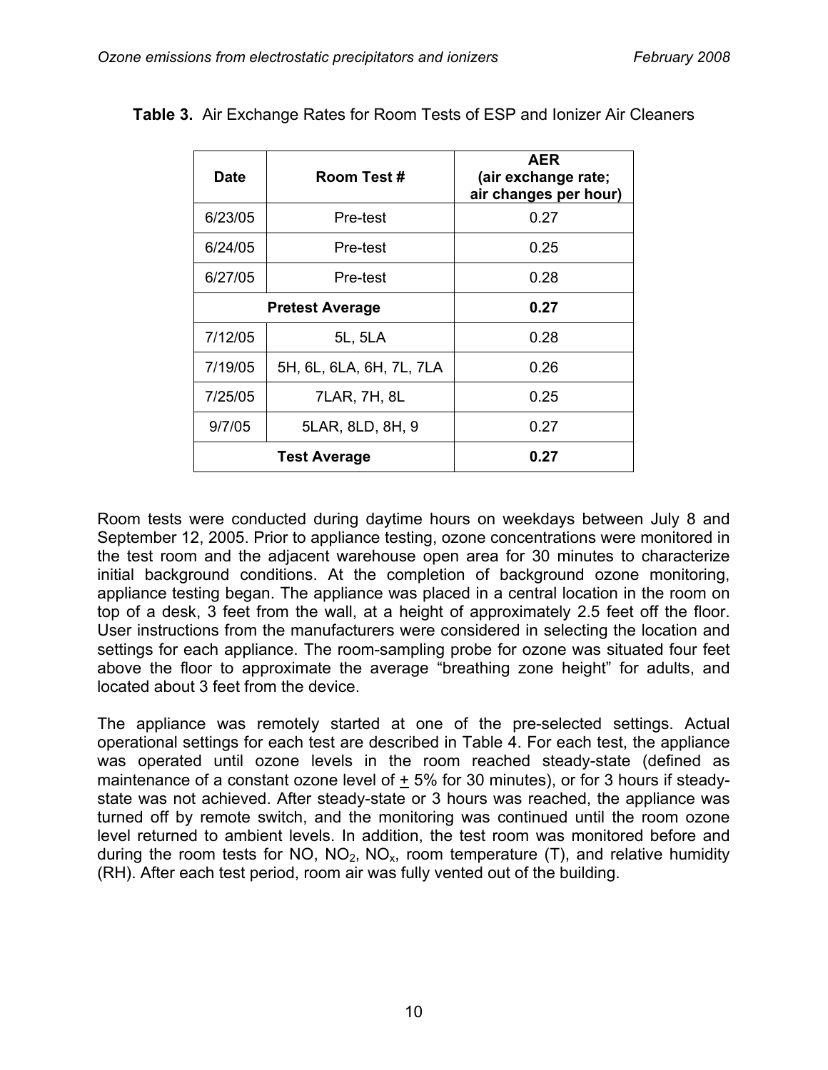**Table 3.** Air Exchange Rates for Room Tests of ESP and Ionizer Air Cleaners

| Date | Room Test # | AER (air exchange rate; air changes per hour) |
|---|---|---|
| 6/23/05 | Pre-test | 0.27 |
| 6/24/05 | Pre-test | 0.25 |
| 6/27/05 | Pre-test | 0.28 |
| **Pretest Average** | | **0.27** |
| 7/12/05 | 5L, 5LA | 0.28 |
| 7/19/05 | 5H, 6L, 6LA, 6H, 7L, 7LA | 0.26 |
| 7/25/05 | 7LAR, 7H, 8L | 0.25 |
| 9/7/05 | 5LAR, 8LD, 8H, 9 | 0.27 |
| **Test Average** | | **0.27** |

Room tests were conducted during daytime hours on weekdays between July 8 and September 12, 2005. Prior to appliance testing, ozone concentrations were monitored in the test room and the adjacent warehouse open area for 30 minutes to characterize initial background conditions. At the completion of background ozone monitoring, appliance testing began. The appliance was placed in a central location in the room on top of a desk, 3 feet from the wall, at a height of approximately 2.5 feet off the floor. User instructions from the manufacturers were considered in selecting the location and settings for each appliance. The room-sampling probe for ozone was situated four feet above the floor to approximate the average "breathing zone height" for adults, and located about 3 feet from the device.

The appliance was remotely started at one of the pre-selected settings. Actual operational settings for each test are described in Table 4. For each test, the appliance was operated until ozone levels in the room reached steady-state (defined as maintenance of a constant ozone level of $\pm$ 5% for 30 minutes), or for 3 hours if steady-state was not achieved. After steady-state or 3 hours was reached, the appliance was turned off by remote switch, and the monitoring was continued until the room ozone level returned to ambient levels. In addition, the test room was monitored before and during the room tests for NO, $NO_2$, $NO_x$, room temperature (T), and relative humidity (RH). After each test period, room air was fully vented out of the building.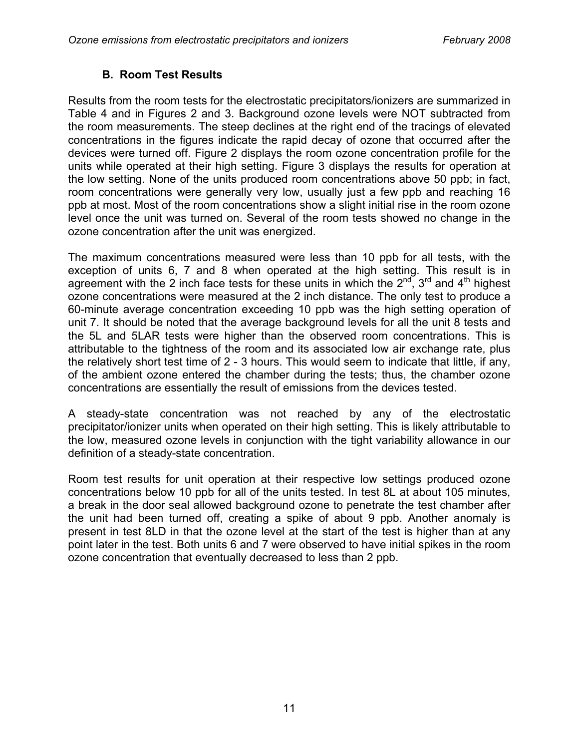### B. Room Test Results

Results from the room tests for the electrostatic precipitators/ionizers are summarized in Table 4 and in Figures 2 and 3. Background ozone levels were NOT subtracted from the room measurements. The steep declines at the right end of the tracings of elevated concentrations in the figures indicate the rapid decay of ozone that occurred after the devices were turned off. Figure 2 displays the room ozone concentration profile for the units while operated at their high setting. Figure 3 displays the results for operation at the low setting. None of the units produced room concentrations above 50 ppb; in fact, room concentrations were generally very low, usually just a few ppb and reaching 16 ppb at most. Most of the room concentrations show a slight initial rise in the room ozone level once the unit was turned on. Several of the room tests showed no change in the ozone concentration after the unit was energized.

The maximum concentrations measured were less than 10 ppb for all tests, with the exception of units 6, 7 and 8 when operated at the high setting. This result is in agreement with the 2 inch face tests for these units in which the 2nd, 3rd and 4th highest ozone concentrations were measured at the 2 inch distance. The only test to produce a 60-minute average concentration exceeding 10 ppb was the high setting operation of unit 7. It should be noted that the average background levels for all the unit 8 tests and the 5L and 5LAR tests were higher than the observed room concentrations. This is attributable to the tightness of the room and its associated low air exchange rate, plus the relatively short test time of 2 - 3 hours. This would seem to indicate that little, if any, of the ambient ozone entered the chamber during the tests; thus, the chamber ozone concentrations are essentially the result of emissions from the devices tested.

A steady-state concentration was not reached by any of the electrostatic precipitator/ionizer units when operated on their high setting. This is likely attributable to the low, measured ozone levels in conjunction with the tight variability allowance in our definition of a steady-state concentration.

Room test results for unit operation at their respective low settings produced ozone concentrations below 10 ppb for all of the units tested. In test 8L at about 105 minutes, a break in the door seal allowed background ozone to penetrate the test chamber after the unit had been turned off, creating a spike of about 9 ppb. Another anomaly is present in test 8LD in that the ozone level at the start of the test is higher than at any point later in the test. Both units 6 and 7 were observed to have initial spikes in the room ozone concentration that eventually decreased to less than 2 ppb.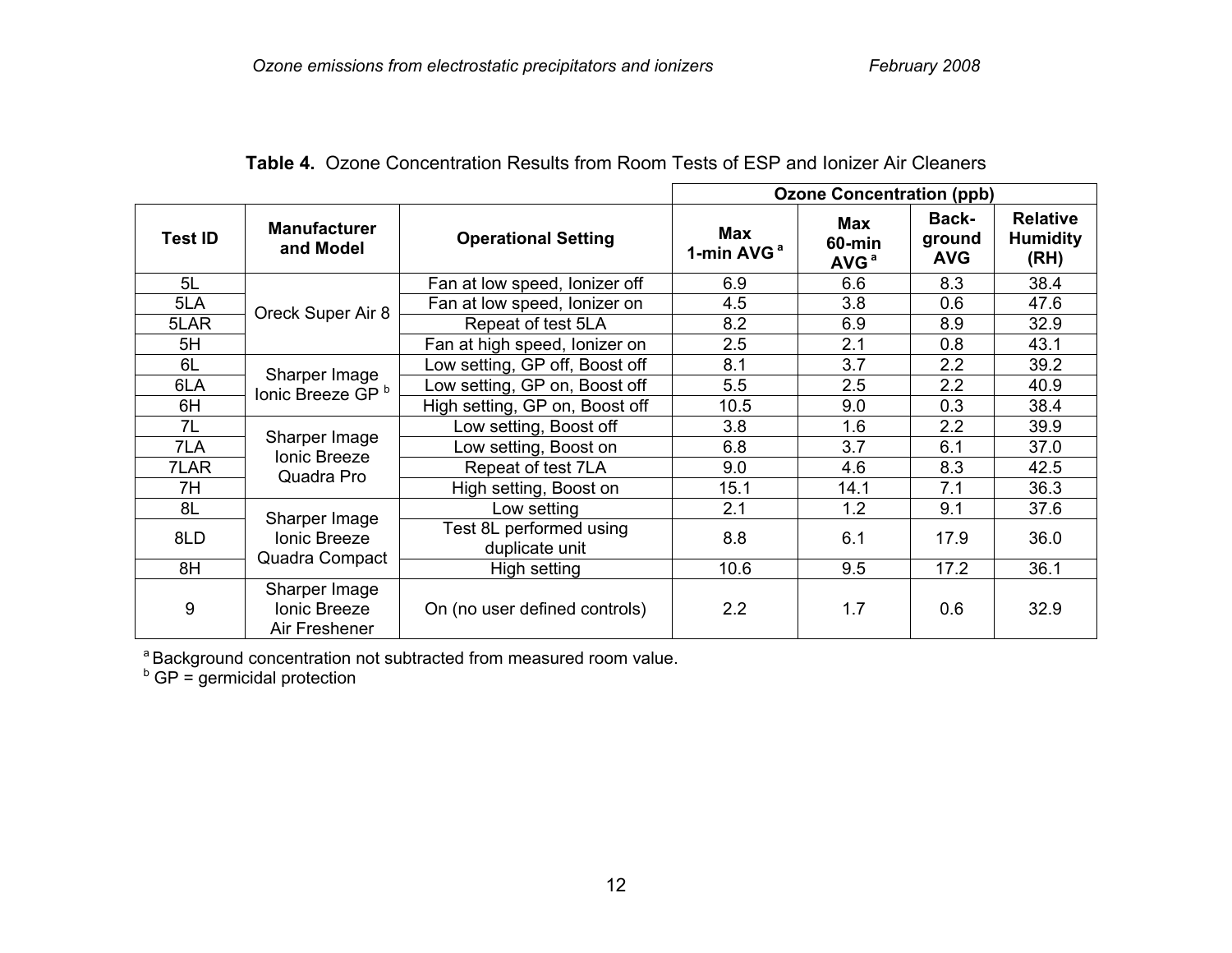**Table 4.** Ozone Concentration Results from Room Tests of ESP and Ionizer Air Cleaners

| Test ID | Manufacturer and Model | Operational Setting | Ozone Concentration (ppb) Max 1-min AVG [a] | Max 60-min AVG [a] | Back-ground AVG | Relative Humidity (RH) |
|---|---|---|---|---|---|---|
| 5L | Oreck Super Air 8 | Fan at low speed, Ionizer off | 6.9 | 6.6 | 8.3 | 38.4 |
| 5LA | | Fan at low speed, Ionizer on | 4.5 | 3.8 | 0.6 | 47.6 |
| 5LAR | | Repeat of test 5LA | 8.2 | 6.9 | 8.9 | 32.9 |
| 5H | | Fan at high speed, Ionizer on | 2.5 | 2.1 | 0.8 | 43.1 |
| 6L | Sharper Image Ionic Breeze GP [b] | Low setting, GP off, Boost off | 8.1 | 3.7 | 2.2 | 39.2 |
| 6LA | | Low setting, GP on, Boost off | 5.5 | 2.5 | 2.2 | 40.9 |
| 6H | | High setting, GP on, Boost off | 10.5 | 9.0 | 0.3 | 38.4 |
| 7L | Sharper Image Ionic Breeze Quadra Pro | Low setting, Boost off | 3.8 | 1.6 | 2.2 | 39.9 |
| 7LA | | Low setting, Boost on | 6.8 | 3.7 | 6.1 | 37.0 |
| 7LAR | | Repeat of test 7LA | 9.0 | 4.6 | 8.3 | 42.5 |
| 7H | | High setting, Boost on | 15.1 | 14.1 | 7.1 | 36.3 |
| 8L | Sharper Image Ionic Breeze Quadra Compact | Low setting | 2.1 | 1.2 | 9.1 | 37.6 |
| 8LD | | Test 8L performed using duplicate unit | 8.8 | 6.1 | 17.9 | 36.0 |
| 8H | | High setting | 10.6 | 9.5 | 17.2 | 36.1 |
| 9 | Sharper Image Ionic Breeze Air Freshener | On (no user defined controls) | 2.2 | 1.7 | 0.6 | 32.9 |

[a] Background concentration not subtracted from measured room value.
[b] GP = germicidal protection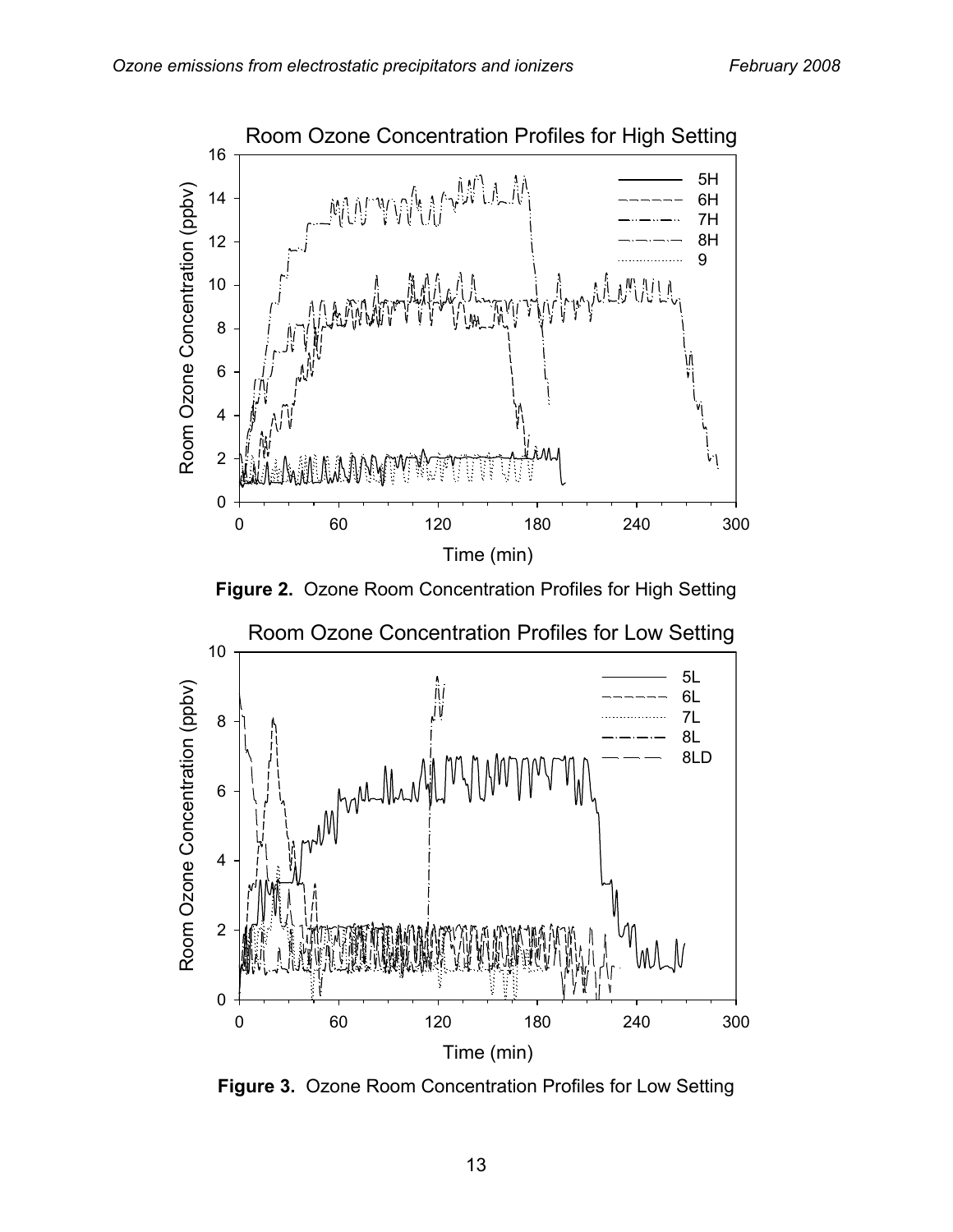**Figure 2.** Ozone Room Concentration Profiles for High Setting

**Figure 3.** Ozone Room Concentration Profiles for Low Setting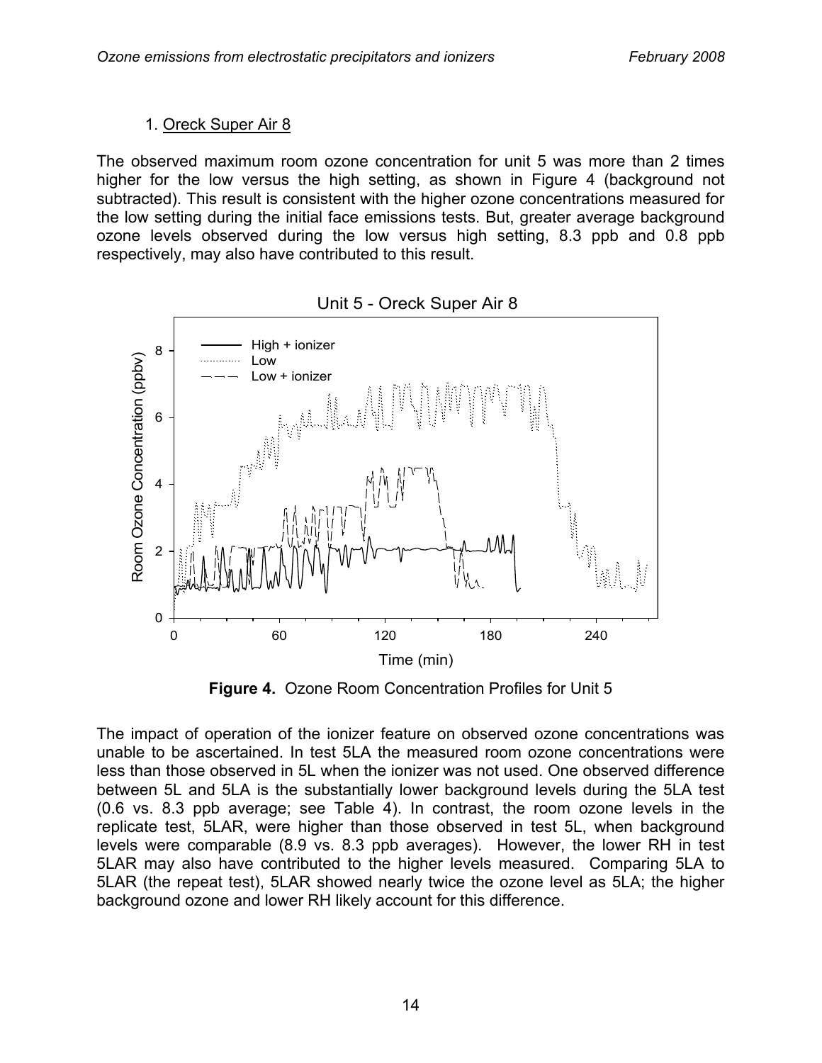1. Oreck Super Air 8

The observed maximum room ozone concentration for unit 5 was more than 2 times higher for the low versus the high setting, as shown in Figure 4 (background not subtracted). This result is consistent with the higher ozone concentrations measured for the low setting during the initial face emissions tests. But, greater average background ozone levels observed during the low versus high setting, 8.3 ppb and 0.8 ppb respectively, may also have contributed to this result.

**Figure 4.** Ozone Room Concentration Profiles for Unit 5

The impact of operation of the ionizer feature on observed ozone concentrations was unable to be ascertained. In test 5LA the measured room ozone concentrations were less than those observed in 5L when the ionizer was not used. One observed difference between 5L and 5LA is the substantially lower background levels during the 5LA test (0.6 vs. 8.3 ppb average; see Table 4). In contrast, the room ozone levels in the replicate test, 5LAR, were higher than those observed in test 5L, when background levels were comparable (8.9 vs. 8.3 ppb averages). However, the lower RH in test 5LAR may also have contributed to the higher levels measured. Comparing 5LA to 5LAR (the repeat test), 5LAR showed nearly twice the ozone level as 5LA; the higher background ozone and lower RH likely account for this difference.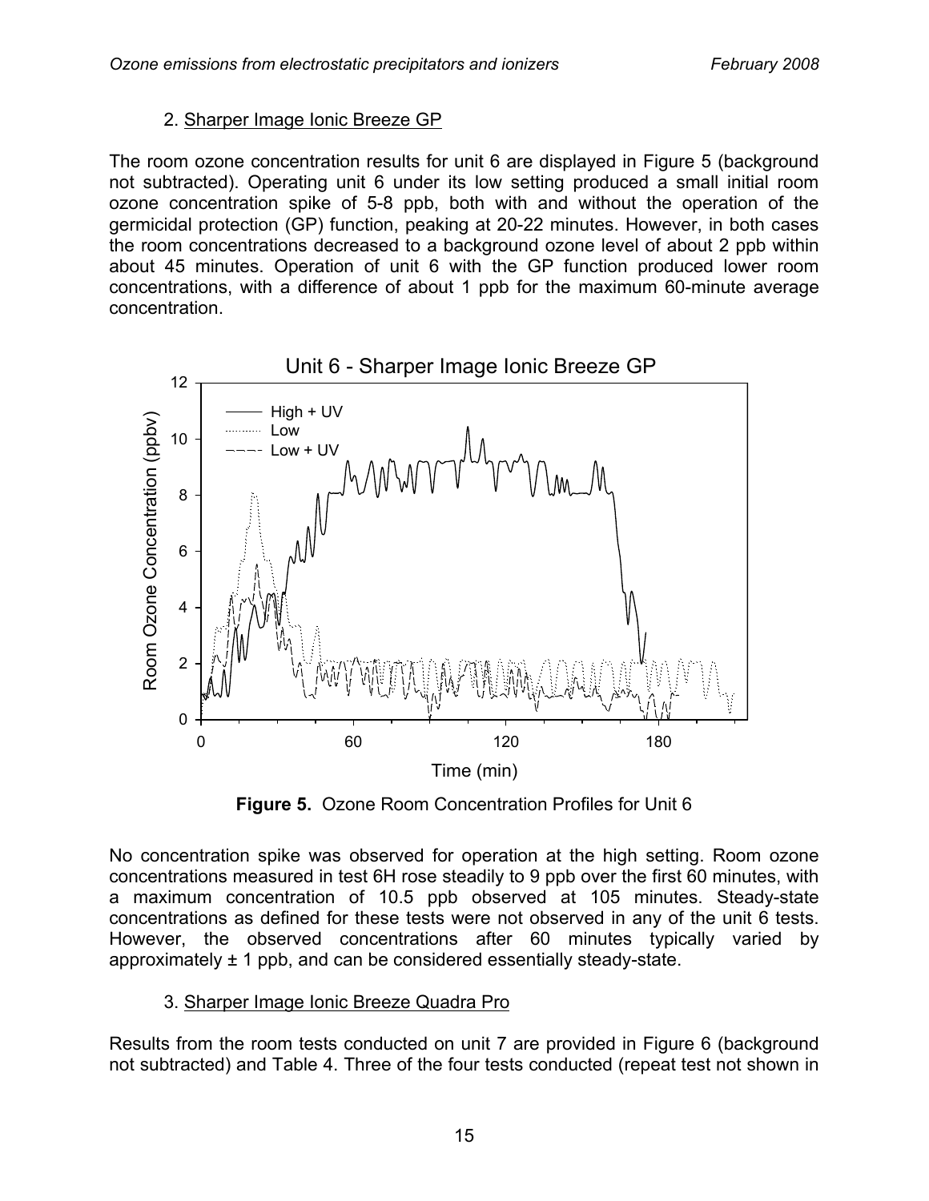2. Sharper Image Ionic Breeze GP

The room ozone concentration results for unit 6 are displayed in Figure 5 (background not subtracted). Operating unit 6 under its low setting produced a small initial room ozone concentration spike of 5-8 ppb, both with and without the operation of the germicidal protection (GP) function, peaking at 20-22 minutes. However, in both cases the room concentrations decreased to a background ozone level of about 2 ppb within about 45 minutes. Operation of unit 6 with the GP function produced lower room concentrations, with a difference of about 1 ppb for the maximum 60-minute average concentration.

**Figure 5.** Ozone Room Concentration Profiles for Unit 6

No concentration spike was observed for operation at the high setting. Room ozone concentrations measured in test 6H rose steadily to 9 ppb over the first 60 minutes, with a maximum concentration of 10.5 ppb observed at 105 minutes. Steady-state concentrations as defined for these tests were not observed in any of the unit 6 tests. However, the observed concentrations after 60 minutes typically varied by approximately ± 1 ppb, and can be considered essentially steady-state.

3. Sharper Image Ionic Breeze Quadra Pro

Results from the room tests conducted on unit 7 are provided in Figure 6 (background not subtracted) and Table 4. Three of the four tests conducted (repeat test not shown in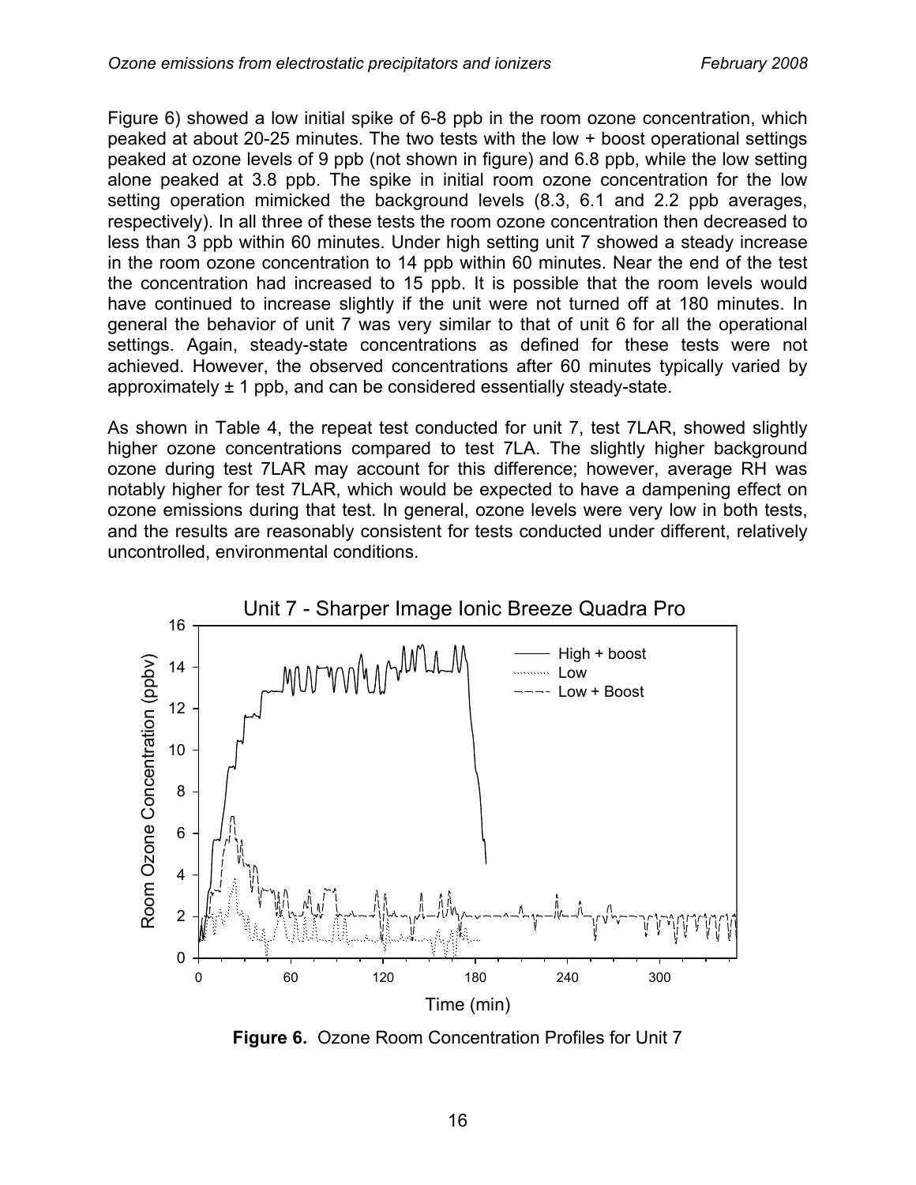Figure 6) showed a low initial spike of 6-8 ppb in the room ozone concentration, which peaked at about 20-25 minutes. The two tests with the low + boost operational settings peaked at ozone levels of 9 ppb (not shown in figure) and 6.8 ppb, while the low setting alone peaked at 3.8 ppb. The spike in initial room ozone concentration for the low setting operation mimicked the background levels (8.3, 6.1 and 2.2 ppb averages, respectively). In all three of these tests the room ozone concentration then decreased to less than 3 ppb within 60 minutes. Under high setting unit 7 showed a steady increase in the room ozone concentration to 14 ppb within 60 minutes. Near the end of the test the concentration had increased to 15 ppb. It is possible that the room levels would have continued to increase slightly if the unit were not turned off at 180 minutes. In general the behavior of unit 7 was very similar to that of unit 6 for all the operational settings. Again, steady-state concentrations as defined for these tests were not achieved. However, the observed concentrations after 60 minutes typically varied by approximately ± 1 ppb, and can be considered essentially steady-state.

As shown in Table 4, the repeat test conducted for unit 7, test 7LAR, showed slightly higher ozone concentrations compared to test 7LA. The slightly higher background ozone during test 7LAR may account for this difference; however, average RH was notably higher for test 7LAR, which would be expected to have a dampening effect on ozone emissions during that test. In general, ozone levels were very low in both tests, and the results are reasonably consistent for tests conducted under different, relatively uncontrolled, environmental conditions.

**Figure 6.** Ozone Room Concentration Profiles for Unit 7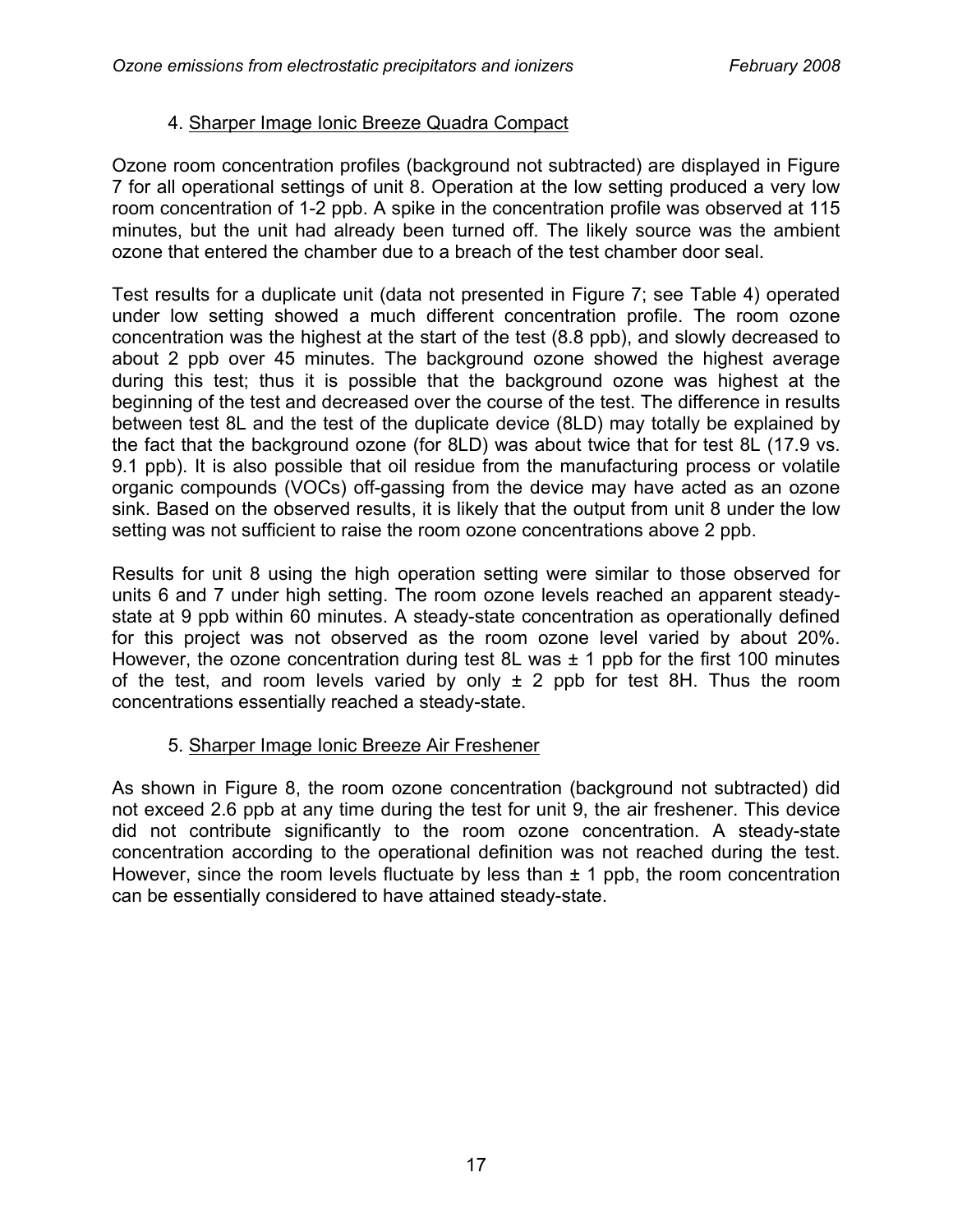### 4. Sharper Image Ionic Breeze Quadra Compact

Ozone room concentration profiles (background not subtracted) are displayed in Figure 7 for all operational settings of unit 8. Operation at the low setting produced a very low room concentration of 1-2 ppb. A spike in the concentration profile was observed at 115 minutes, but the unit had already been turned off. The likely source was the ambient ozone that entered the chamber due to a breach of the test chamber door seal.

Test results for a duplicate unit (data not presented in Figure 7; see Table 4) operated under low setting showed a much different concentration profile. The room ozone concentration was the highest at the start of the test (8.8 ppb), and slowly decreased to about 2 ppb over 45 minutes. The background ozone showed the highest average during this test; thus it is possible that the background ozone was highest at the beginning of the test and decreased over the course of the test. The difference in results between test 8L and the test of the duplicate device (8LD) may totally be explained by the fact that the background ozone (for 8LD) was about twice that for test 8L (17.9 vs. 9.1 ppb). It is also possible that oil residue from the manufacturing process or volatile organic compounds (VOCs) off-gassing from the device may have acted as an ozone sink. Based on the observed results, it is likely that the output from unit 8 under the low setting was not sufficient to raise the room ozone concentrations above 2 ppb.

Results for unit 8 using the high operation setting were similar to those observed for units 6 and 7 under high setting. The room ozone levels reached an apparent steady-state at 9 ppb within 60 minutes. A steady-state concentration as operationally defined for this project was not observed as the room ozone level varied by about 20%. However, the ozone concentration during test 8L was ± 1 ppb for the first 100 minutes of the test, and room levels varied by only ± 2 ppb for test 8H. Thus the room concentrations essentially reached a steady-state.

### 5. Sharper Image Ionic Breeze Air Freshener

As shown in Figure 8, the room ozone concentration (background not subtracted) did not exceed 2.6 ppb at any time during the test for unit 9, the air freshener. This device did not contribute significantly to the room ozone concentration. A steady-state concentration according to the operational definition was not reached during the test. However, since the room levels fluctuate by less than ± 1 ppb, the room concentration can be essentially considered to have attained steady-state.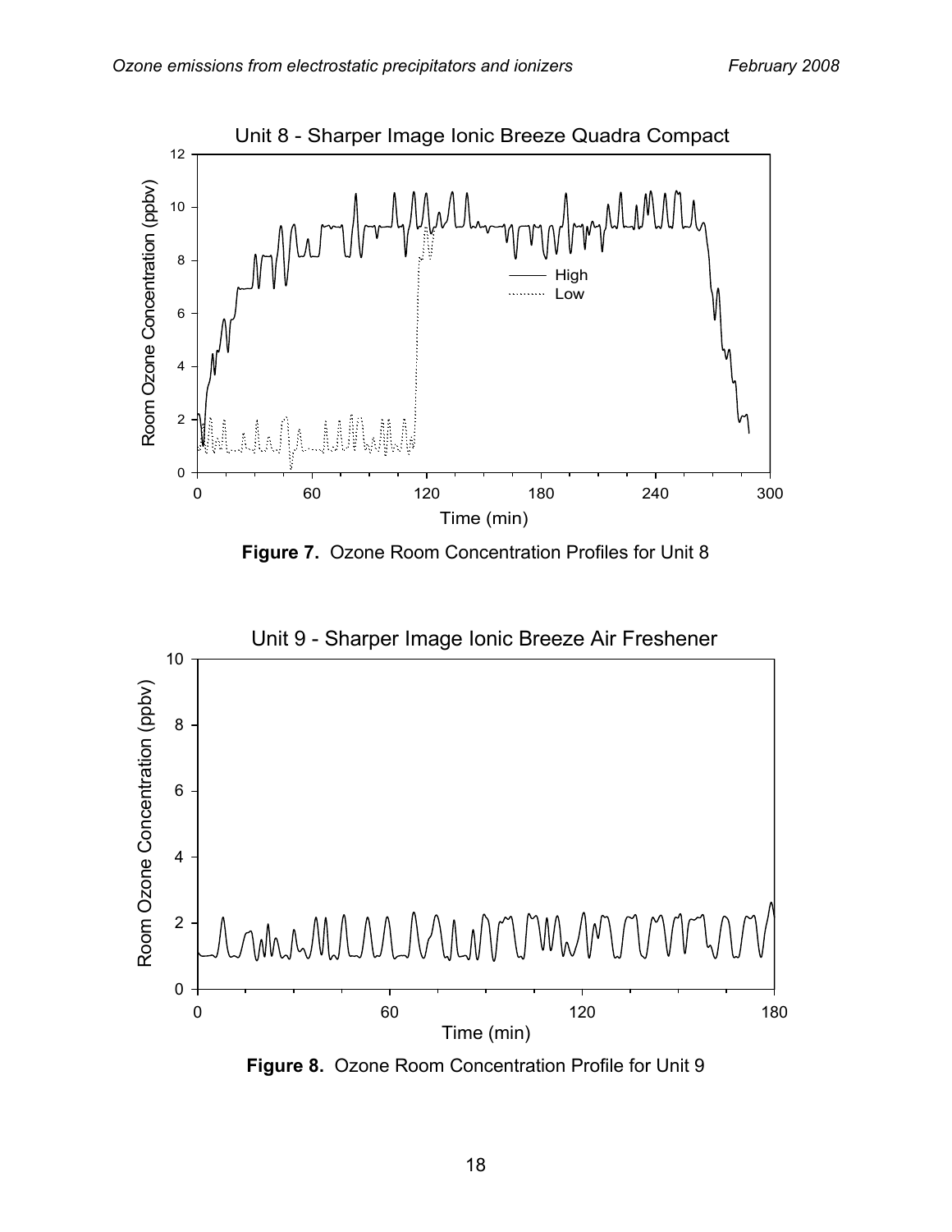**Figure 7.** Ozone Room Concentration Profiles for Unit 8

**Figure 8.** Ozone Room Concentration Profile for Unit 9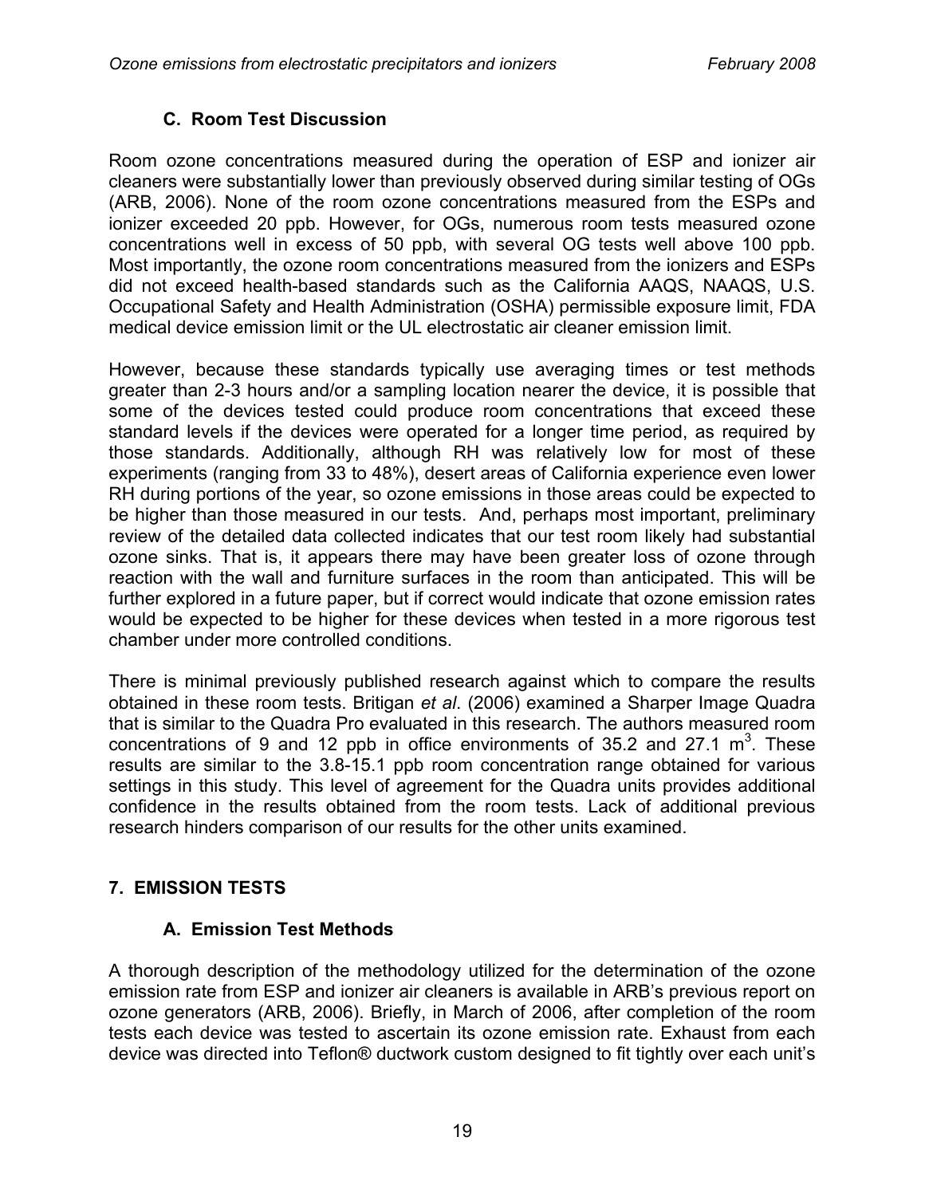### C. Room Test Discussion

Room ozone concentrations measured during the operation of ESP and ionizer air cleaners were substantially lower than previously observed during similar testing of OGs (ARB, 2006). None of the room ozone concentrations measured from the ESPs and ionizer exceeded 20 ppb. However, for OGs, numerous room tests measured ozone concentrations well in excess of 50 ppb, with several OG tests well above 100 ppb. Most importantly, the ozone room concentrations measured from the ionizers and ESPs did not exceed health-based standards such as the California AAQS, NAAQS, U.S. Occupational Safety and Health Administration (OSHA) permissible exposure limit, FDA medical device emission limit or the UL electrostatic air cleaner emission limit.

However, because these standards typically use averaging times or test methods greater than 2-3 hours and/or a sampling location nearer the device, it is possible that some of the devices tested could produce room concentrations that exceed these standard levels if the devices were operated for a longer time period, as required by those standards. Additionally, although RH was relatively low for most of these experiments (ranging from 33 to 48%), desert areas of California experience even lower RH during portions of the year, so ozone emissions in those areas could be expected to be higher than those measured in our tests. And, perhaps most important, preliminary review of the detailed data collected indicates that our test room likely had substantial ozone sinks. That is, it appears there may have been greater loss of ozone through reaction with the wall and furniture surfaces in the room than anticipated. This will be further explored in a future paper, but if correct would indicate that ozone emission rates would be expected to be higher for these devices when tested in a more rigorous test chamber under more controlled conditions.

There is minimal previously published research against which to compare the results obtained in these room tests. Britigan *et al*. (2006) examined a Sharper Image Quadra that is similar to the Quadra Pro evaluated in this research. The authors measured room concentrations of 9 and 12 ppb in office environments of 35.2 and 27.1 $m^3$. These results are similar to the 3.8-15.1 ppb room concentration range obtained for various settings in this study. This level of agreement for the Quadra units provides additional confidence in the results obtained from the room tests. Lack of additional previous research hinders comparison of our results for the other units examined.

## 7. EMISSION TESTS

### A. Emission Test Methods

A thorough description of the methodology utilized for the determination of the ozone emission rate from ESP and ionizer air cleaners is available in ARB's previous report on ozone generators (ARB, 2006). Briefly, in March of 2006, after completion of the room tests each device was tested to ascertain its ozone emission rate. Exhaust from each device was directed into Teflon® ductwork custom designed to fit tightly over each unit's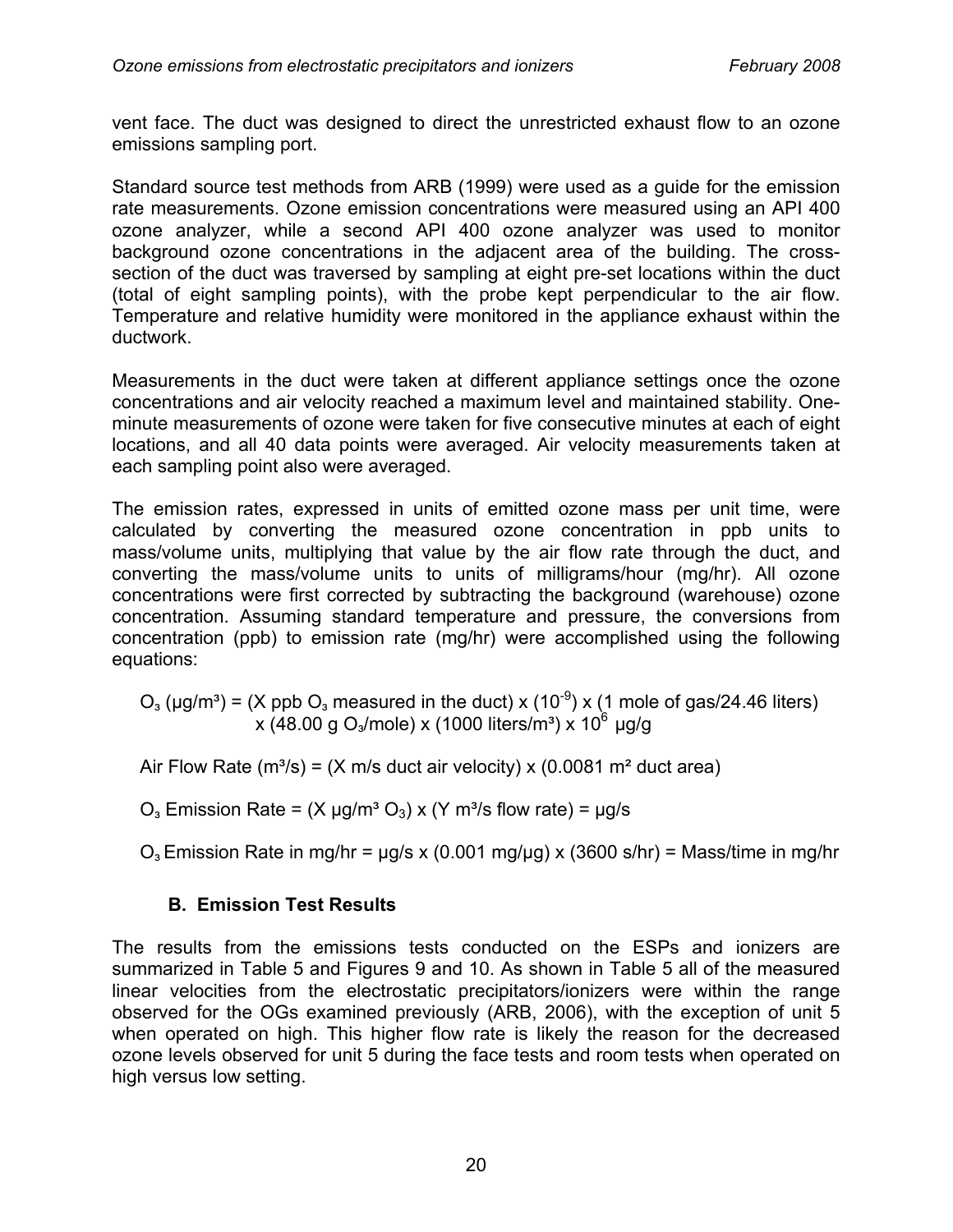vent face. The duct was designed to direct the unrestricted exhaust flow to an ozone emissions sampling port.

Standard source test methods from ARB (1999) were used as a guide for the emission rate measurements. Ozone emission concentrations were measured using an API 400 ozone analyzer, while a second API 400 ozone analyzer was used to monitor background ozone concentrations in the adjacent area of the building. The cross-section of the duct was traversed by sampling at eight pre-set locations within the duct (total of eight sampling points), with the probe kept perpendicular to the air flow. Temperature and relative humidity were monitored in the appliance exhaust within the ductwork.

Measurements in the duct were taken at different appliance settings once the ozone concentrations and air velocity reached a maximum level and maintained stability. One-minute measurements of ozone were taken for five consecutive minutes at each of eight locations, and all 40 data points were averaged. Air velocity measurements taken at each sampling point also were averaged.

The emission rates, expressed in units of emitted ozone mass per unit time, were calculated by converting the measured ozone concentration in ppb units to mass/volume units, multiplying that value by the air flow rate through the duct, and converting the mass/volume units to units of milligrams/hour (mg/hr). All ozone concentrations were first corrected by subtracting the background (warehouse) ozone concentration. Assuming standard temperature and pressure, the conversions from concentration (ppb) to emission rate (mg/hr) were accomplished using the following equations:

$$O_3\ (\mu g/m^3) = (X \text{ ppb } O_3 \text{ measured in the duct}) \times (10^{-9}) \times (1 \text{ mole of gas}/24.46 \text{ liters}) \times (48.00 \text{ g } O_3/\text{mole}) \times (1000 \text{ liters}/m^3) \times 10^6\ \mu g/g$$

$$\text{Air Flow Rate } (m^3/s) = (X \text{ m/s duct air velocity}) \times (0.0081\ m^2 \text{ duct area})$$

$$O_3 \text{ Emission Rate} = (X\ \mu g/m^3\ O_3) \times (Y\ m^3/s \text{ flow rate}) = \mu g/s$$

$$O_3 \text{ Emission Rate in mg/hr} = \mu g/s \times (0.001 \text{ mg}/\mu g) \times (3600 \text{ s/hr}) = \text{Mass/time in mg/hr}$$

### B. Emission Test Results

The results from the emissions tests conducted on the ESPs and ionizers are summarized in Table 5 and Figures 9 and 10. As shown in Table 5 all of the measured linear velocities from the electrostatic precipitators/ionizers were within the range observed for the OGs examined previously (ARB, 2006), with the exception of unit 5 when operated on high. This higher flow rate is likely the reason for the decreased ozone levels observed for unit 5 during the face tests and room tests when operated on high versus low setting.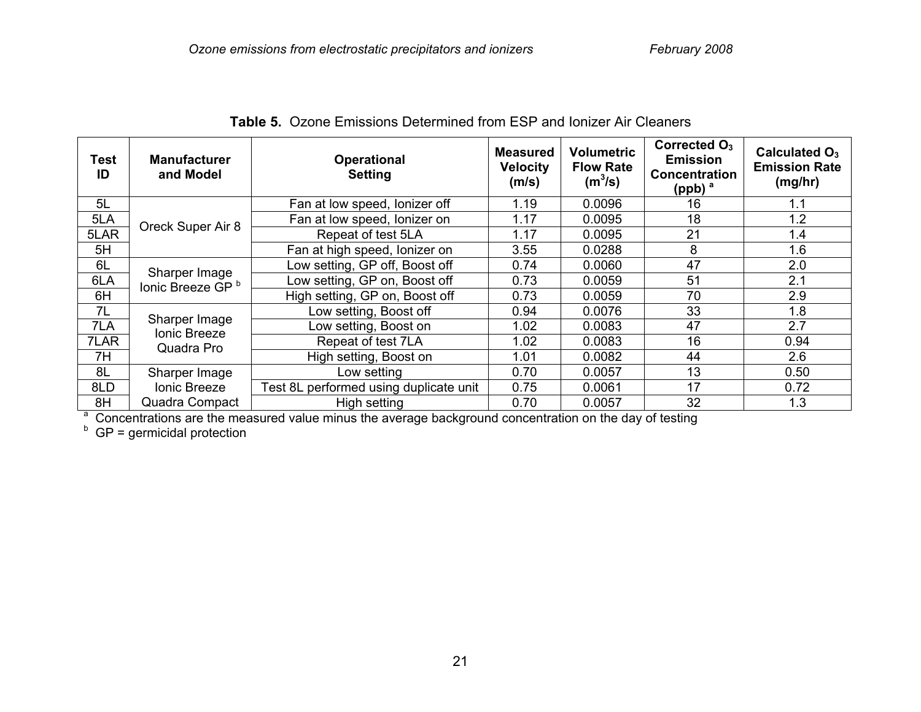**Table 5.** Ozone Emissions Determined from ESP and Ionizer Air Cleaners

| Test ID | Manufacturer and Model | Operational Setting | Measured Velocity (m/s) | Volumetric Flow Rate ($m^3/s$) | Corrected $O_3$ Emission Concentration (ppb) [a] | Calculated $O_3$ Emission Rate (mg/hr) |
|---|---|---|---|---|---|---|
| 5L | Oreck Super Air 8 | Fan at low speed, Ionizer off | 1.19 | 0.0096 | 16 | 1.1 |
| 5LA | | Fan at low speed, Ionizer on | 1.17 | 0.0095 | 18 | 1.2 |
| 5LAR | | Repeat of test 5LA | 1.17 | 0.0095 | 21 | 1.4 |
| 5H | | Fan at high speed, Ionizer on | 3.55 | 0.0288 | 8 | 1.6 |
| 6L | Sharper Image Ionic Breeze GP [b] | Low setting, GP off, Boost off | 0.74 | 0.0060 | 47 | 2.0 |
| 6LA | | Low setting, GP on, Boost off | 0.73 | 0.0059 | 51 | 2.1 |
| 6H | | High setting, GP on, Boost off | 0.73 | 0.0059 | 70 | 2.9 |
| 7L | Sharper Image Ionic Breeze Quadra Pro | Low setting, Boost off | 0.94 | 0.0076 | 33 | 1.8 |
| 7LA | | Low setting, Boost on | 1.02 | 0.0083 | 47 | 2.7 |
| 7LAR | | Repeat of test 7LA | 1.02 | 0.0083 | 16 | 0.94 |
| 7H | | High setting, Boost on | 1.01 | 0.0082 | 44 | 2.6 |
| 8L | Sharper Image Ionic Breeze Quadra Compact | Low setting | 0.70 | 0.0057 | 13 | 0.50 |
| 8LD | | Test 8L performed using duplicate unit | 0.75 | 0.0061 | 17 | 0.72 |
| 8H | | High setting | 0.70 | 0.0057 | 32 | 1.3 |

[a] Concentrations are the measured value minus the average background concentration on the day of testing

[b] GP = germicidal protection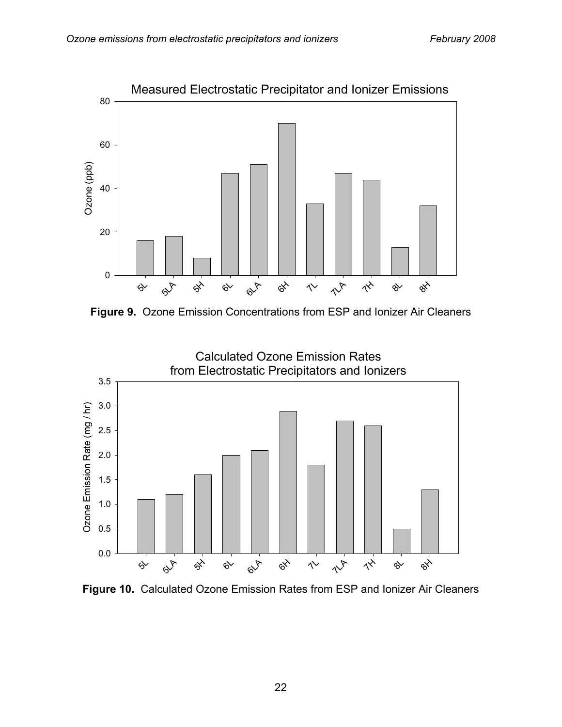**Figure 9.** Ozone Emission Concentrations from ESP and Ionizer Air Cleaners

**Figure 10.** Calculated Ozone Emission Rates from ESP and Ionizer Air Cleaners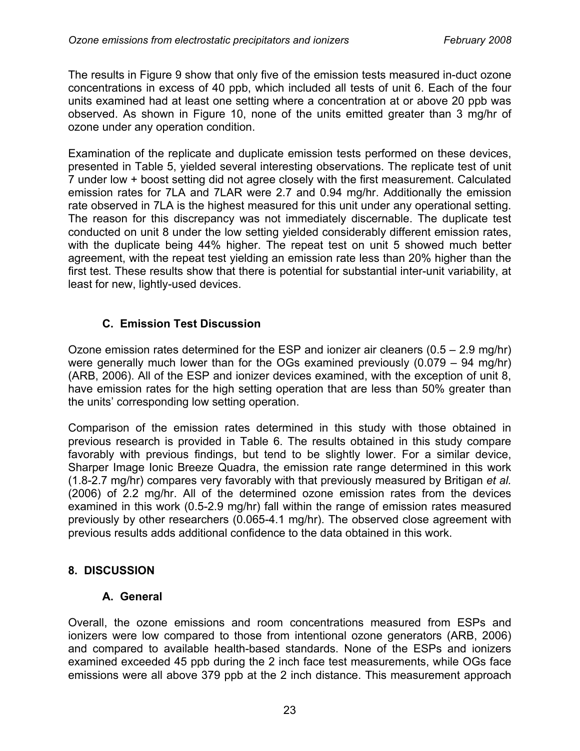The results in Figure 9 show that only five of the emission tests measured in-duct ozone concentrations in excess of 40 ppb, which included all tests of unit 6. Each of the four units examined had at least one setting where a concentration at or above 20 ppb was observed. As shown in Figure 10, none of the units emitted greater than 3 mg/hr of ozone under any operation condition.

Examination of the replicate and duplicate emission tests performed on these devices, presented in Table 5, yielded several interesting observations. The replicate test of unit 7 under low + boost setting did not agree closely with the first measurement. Calculated emission rates for 7LA and 7LAR were 2.7 and 0.94 mg/hr. Additionally the emission rate observed in 7LA is the highest measured for this unit under any operational setting. The reason for this discrepancy was not immediately discernable. The duplicate test conducted on unit 8 under the low setting yielded considerably different emission rates, with the duplicate being 44% higher. The repeat test on unit 5 showed much better agreement, with the repeat test yielding an emission rate less than 20% higher than the first test. These results show that there is potential for substantial inter-unit variability, at least for new, lightly-used devices.

### C. Emission Test Discussion

Ozone emission rates determined for the ESP and ionizer air cleaners (0.5 – 2.9 mg/hr) were generally much lower than for the OGs examined previously (0.079 – 94 mg/hr) (ARB, 2006). All of the ESP and ionizer devices examined, with the exception of unit 8, have emission rates for the high setting operation that are less than 50% greater than the units' corresponding low setting operation.

Comparison of the emission rates determined in this study with those obtained in previous research is provided in Table 6. The results obtained in this study compare favorably with previous findings, but tend to be slightly lower. For a similar device, Sharper Image Ionic Breeze Quadra, the emission rate range determined in this work (1.8-2.7 mg/hr) compares very favorably with that previously measured by Britigan *et al.* (2006) of 2.2 mg/hr. All of the determined ozone emission rates from the devices examined in this work (0.5-2.9 mg/hr) fall within the range of emission rates measured previously by other researchers (0.065-4.1 mg/hr). The observed close agreement with previous results adds additional confidence to the data obtained in this work.

## 8. DISCUSSION

### A. General

Overall, the ozone emissions and room concentrations measured from ESPs and ionizers were low compared to those from intentional ozone generators (ARB, 2006) and compared to available health-based standards. None of the ESPs and ionizers examined exceeded 45 ppb during the 2 inch face test measurements, while OGs face emissions were all above 379 ppb at the 2 inch distance. This measurement approach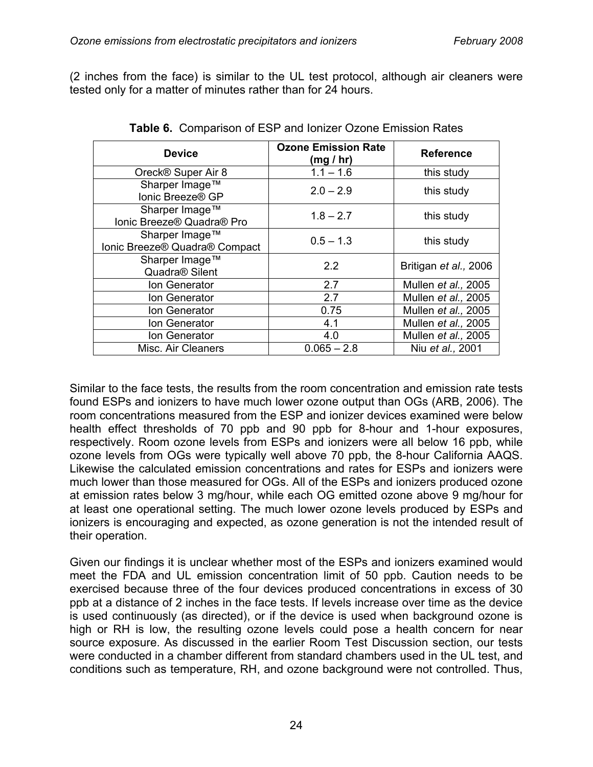(2 inches from the face) is similar to the UL test protocol, although air cleaners were tested only for a matter of minutes rather than for 24 hours.

**Table 6.** Comparison of ESP and Ionizer Ozone Emission Rates

| Device | Ozone Emission Rate (mg / hr) | Reference |
|---|---|---|
| Oreck® Super Air 8 | 1.1 – 1.6 | this study |
| Sharper Image™ Ionic Breeze® GP | 2.0 – 2.9 | this study |
| Sharper Image™ Ionic Breeze® Quadra® Pro | 1.8 – 2.7 | this study |
| Sharper Image™ Ionic Breeze® Quadra® Compact | 0.5 – 1.3 | this study |
| Sharper Image™ Quadra® Silent | 2.2 | Britigan *et al.,* 2006 |
| Ion Generator | 2.7 | Mullen *et al.,* 2005 |
| Ion Generator | 2.7 | Mullen *et al.,* 2005 |
| Ion Generator | 0.75 | Mullen *et al.,* 2005 |
| Ion Generator | 4.1 | Mullen *et al.,* 2005 |
| Ion Generator | 4.0 | Mullen *et al.,* 2005 |
| Misc. Air Cleaners | 0.065 – 2.8 | Niu *et al.,* 2001 |

Similar to the face tests, the results from the room concentration and emission rate tests found ESPs and ionizers to have much lower ozone output than OGs (ARB, 2006). The room concentrations measured from the ESP and ionizer devices examined were below health effect thresholds of 70 ppb and 90 ppb for 8-hour and 1-hour exposures, respectively. Room ozone levels from ESPs and ionizers were all below 16 ppb, while ozone levels from OGs were typically well above 70 ppb, the 8-hour California AAQS. Likewise the calculated emission concentrations and rates for ESPs and ionizers were much lower than those measured for OGs. All of the ESPs and ionizers produced ozone at emission rates below 3 mg/hour, while each OG emitted ozone above 9 mg/hour for at least one operational setting. The much lower ozone levels produced by ESPs and ionizers is encouraging and expected, as ozone generation is not the intended result of their operation.

Given our findings it is unclear whether most of the ESPs and ionizers examined would meet the FDA and UL emission concentration limit of 50 ppb. Caution needs to be exercised because three of the four devices produced concentrations in excess of 30 ppb at a distance of 2 inches in the face tests. If levels increase over time as the device is used continuously (as directed), or if the device is used when background ozone is high or RH is low, the resulting ozone levels could pose a health concern for near source exposure. As discussed in the earlier Room Test Discussion section, our tests were conducted in a chamber different from standard chambers used in the UL test, and conditions such as temperature, RH, and ozone background were not controlled. Thus,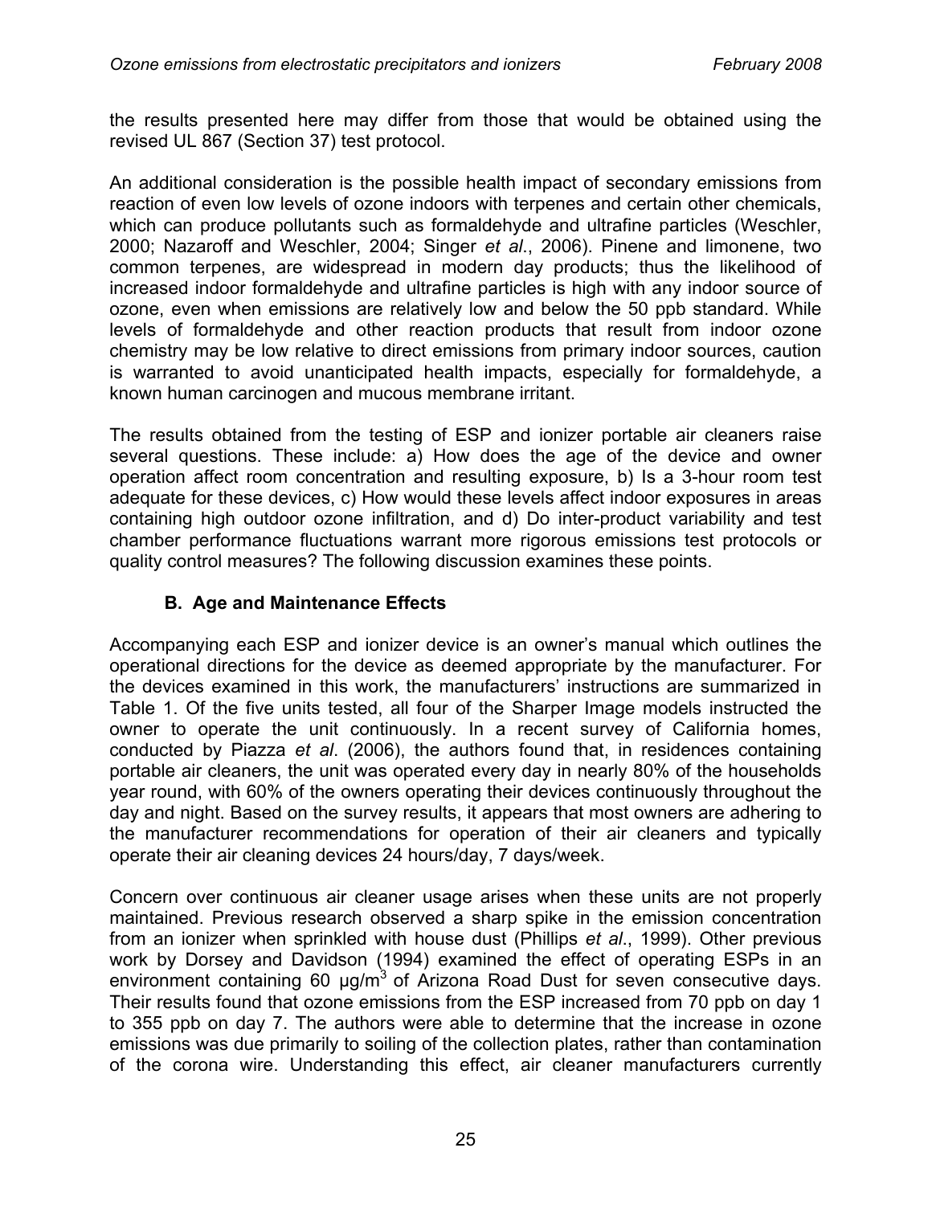the results presented here may differ from those that would be obtained using the revised UL 867 (Section 37) test protocol.

An additional consideration is the possible health impact of secondary emissions from reaction of even low levels of ozone indoors with terpenes and certain other chemicals, which can produce pollutants such as formaldehyde and ultrafine particles (Weschler, 2000; Nazaroff and Weschler, 2004; Singer *et al*., 2006). Pinene and limonene, two common terpenes, are widespread in modern day products; thus the likelihood of increased indoor formaldehyde and ultrafine particles is high with any indoor source of ozone, even when emissions are relatively low and below the 50 ppb standard. While levels of formaldehyde and other reaction products that result from indoor ozone chemistry may be low relative to direct emissions from primary indoor sources, caution is warranted to avoid unanticipated health impacts, especially for formaldehyde, a known human carcinogen and mucous membrane irritant.

The results obtained from the testing of ESP and ionizer portable air cleaners raise several questions. These include: a) How does the age of the device and owner operation affect room concentration and resulting exposure, b) Is a 3-hour room test adequate for these devices, c) How would these levels affect indoor exposures in areas containing high outdoor ozone infiltration, and d) Do inter-product variability and test chamber performance fluctuations warrant more rigorous emissions test protocols or quality control measures? The following discussion examines these points.

### B. Age and Maintenance Effects

Accompanying each ESP and ionizer device is an owner's manual which outlines the operational directions for the device as deemed appropriate by the manufacturer. For the devices examined in this work, the manufacturers' instructions are summarized in Table 1. Of the five units tested, all four of the Sharper Image models instructed the owner to operate the unit continuously. In a recent survey of California homes, conducted by Piazza *et al*. (2006), the authors found that, in residences containing portable air cleaners, the unit was operated every day in nearly 80% of the households year round, with 60% of the owners operating their devices continuously throughout the day and night. Based on the survey results, it appears that most owners are adhering to the manufacturer recommendations for operation of their air cleaners and typically operate their air cleaning devices 24 hours/day, 7 days/week.

Concern over continuous air cleaner usage arises when these units are not properly maintained. Previous research observed a sharp spike in the emission concentration from an ionizer when sprinkled with house dust (Phillips *et al*., 1999). Other previous work by Dorsey and Davidson (1994) examined the effect of operating ESPs in an environment containing 60 $\mu g/m^3$ of Arizona Road Dust for seven consecutive days. Their results found that ozone emissions from the ESP increased from 70 ppb on day 1 to 355 ppb on day 7. The authors were able to determine that the increase in ozone emissions was due primarily to soiling of the collection plates, rather than contamination of the corona wire. Understanding this effect, air cleaner manufacturers currently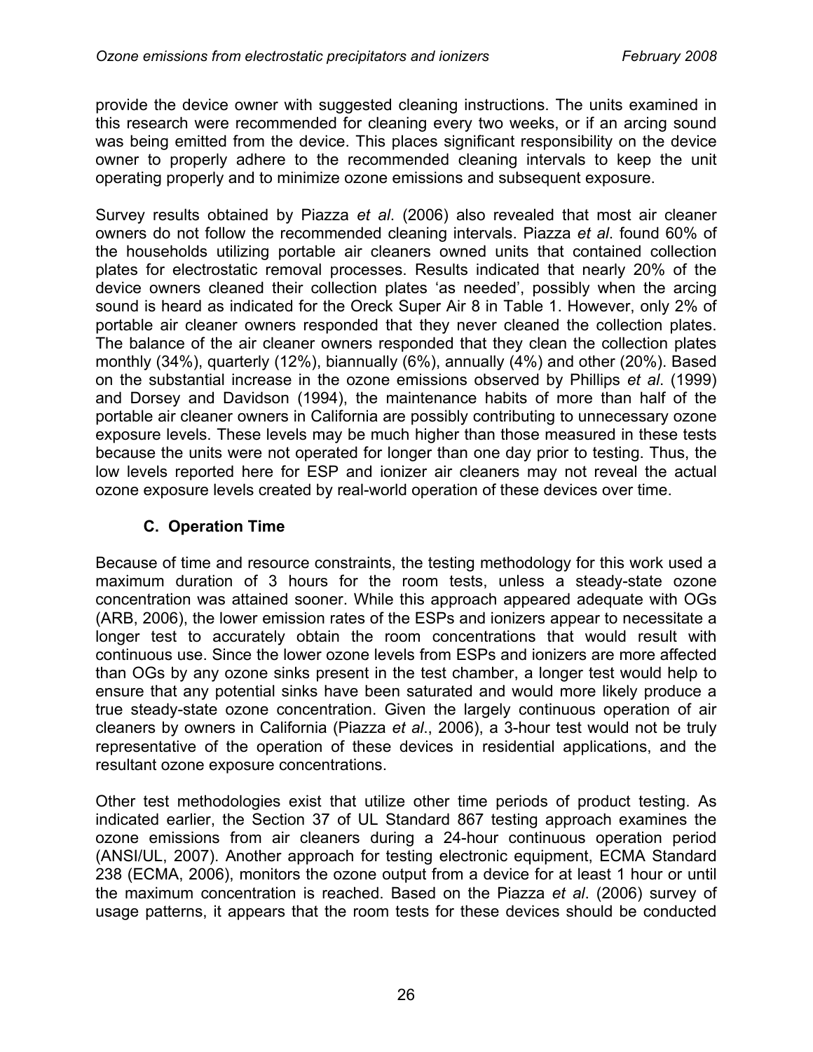provide the device owner with suggested cleaning instructions. The units examined in this research were recommended for cleaning every two weeks, or if an arcing sound was being emitted from the device. This places significant responsibility on the device owner to properly adhere to the recommended cleaning intervals to keep the unit operating properly and to minimize ozone emissions and subsequent exposure.

Survey results obtained by Piazza *et al*. (2006) also revealed that most air cleaner owners do not follow the recommended cleaning intervals. Piazza *et al*. found 60% of the households utilizing portable air cleaners owned units that contained collection plates for electrostatic removal processes. Results indicated that nearly 20% of the device owners cleaned their collection plates 'as needed', possibly when the arcing sound is heard as indicated for the Oreck Super Air 8 in Table 1. However, only 2% of portable air cleaner owners responded that they never cleaned the collection plates. The balance of the air cleaner owners responded that they clean the collection plates monthly (34%), quarterly (12%), biannually (6%), annually (4%) and other (20%). Based on the substantial increase in the ozone emissions observed by Phillips *et al*. (1999) and Dorsey and Davidson (1994), the maintenance habits of more than half of the portable air cleaner owners in California are possibly contributing to unnecessary ozone exposure levels. These levels may be much higher than those measured in these tests because the units were not operated for longer than one day prior to testing. Thus, the low levels reported here for ESP and ionizer air cleaners may not reveal the actual ozone exposure levels created by real-world operation of these devices over time.

### C. Operation Time

Because of time and resource constraints, the testing methodology for this work used a maximum duration of 3 hours for the room tests, unless a steady-state ozone concentration was attained sooner. While this approach appeared adequate with OGs (ARB, 2006), the lower emission rates of the ESPs and ionizers appear to necessitate a longer test to accurately obtain the room concentrations that would result with continuous use. Since the lower ozone levels from ESPs and ionizers are more affected than OGs by any ozone sinks present in the test chamber, a longer test would help to ensure that any potential sinks have been saturated and would more likely produce a true steady-state ozone concentration. Given the largely continuous operation of air cleaners by owners in California (Piazza *et al*., 2006), a 3-hour test would not be truly representative of the operation of these devices in residential applications, and the resultant ozone exposure concentrations.

Other test methodologies exist that utilize other time periods of product testing. As indicated earlier, the Section 37 of UL Standard 867 testing approach examines the ozone emissions from air cleaners during a 24-hour continuous operation period (ANSI/UL, 2007). Another approach for testing electronic equipment, ECMA Standard 238 (ECMA, 2006), monitors the ozone output from a device for at least 1 hour or until the maximum concentration is reached. Based on the Piazza *et al*. (2006) survey of usage patterns, it appears that the room tests for these devices should be conducted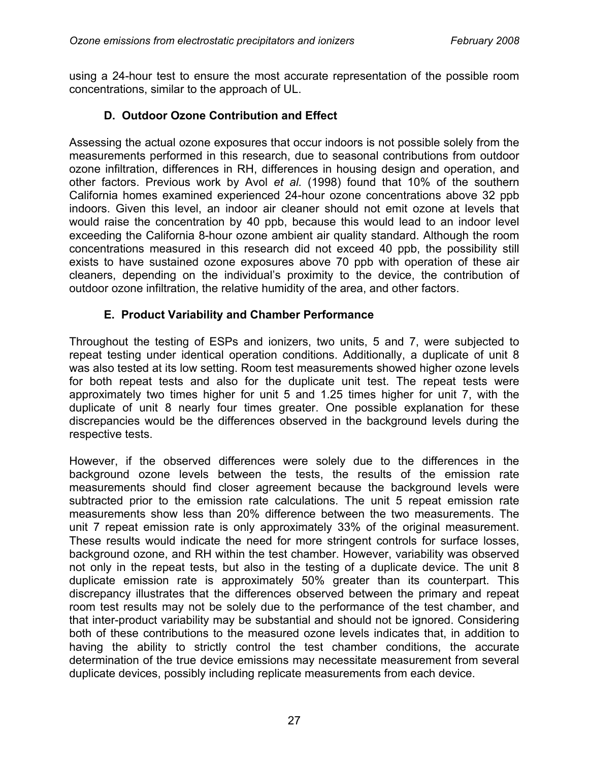using a 24-hour test to ensure the most accurate representation of the possible room concentrations, similar to the approach of UL.

### D. Outdoor Ozone Contribution and Effect

Assessing the actual ozone exposures that occur indoors is not possible solely from the measurements performed in this research, due to seasonal contributions from outdoor ozone infiltration, differences in RH, differences in housing design and operation, and other factors. Previous work by Avol *et al*. (1998) found that 10% of the southern California homes examined experienced 24-hour ozone concentrations above 32 ppb indoors. Given this level, an indoor air cleaner should not emit ozone at levels that would raise the concentration by 40 ppb, because this would lead to an indoor level exceeding the California 8-hour ozone ambient air quality standard. Although the room concentrations measured in this research did not exceed 40 ppb, the possibility still exists to have sustained ozone exposures above 70 ppb with operation of these air cleaners, depending on the individual's proximity to the device, the contribution of outdoor ozone infiltration, the relative humidity of the area, and other factors.

### E. Product Variability and Chamber Performance

Throughout the testing of ESPs and ionizers, two units, 5 and 7, were subjected to repeat testing under identical operation conditions. Additionally, a duplicate of unit 8 was also tested at its low setting. Room test measurements showed higher ozone levels for both repeat tests and also for the duplicate unit test. The repeat tests were approximately two times higher for unit 5 and 1.25 times higher for unit 7, with the duplicate of unit 8 nearly four times greater. One possible explanation for these discrepancies would be the differences observed in the background levels during the respective tests.

However, if the observed differences were solely due to the differences in the background ozone levels between the tests, the results of the emission rate measurements should find closer agreement because the background levels were subtracted prior to the emission rate calculations. The unit 5 repeat emission rate measurements show less than 20% difference between the two measurements. The unit 7 repeat emission rate is only approximately 33% of the original measurement. These results would indicate the need for more stringent controls for surface losses, background ozone, and RH within the test chamber. However, variability was observed not only in the repeat tests, but also in the testing of a duplicate device. The unit 8 duplicate emission rate is approximately 50% greater than its counterpart. This discrepancy illustrates that the differences observed between the primary and repeat room test results may not be solely due to the performance of the test chamber, and that inter-product variability may be substantial and should not be ignored. Considering both of these contributions to the measured ozone levels indicates that, in addition to having the ability to strictly control the test chamber conditions, the accurate determination of the true device emissions may necessitate measurement from several duplicate devices, possibly including replicate measurements from each device.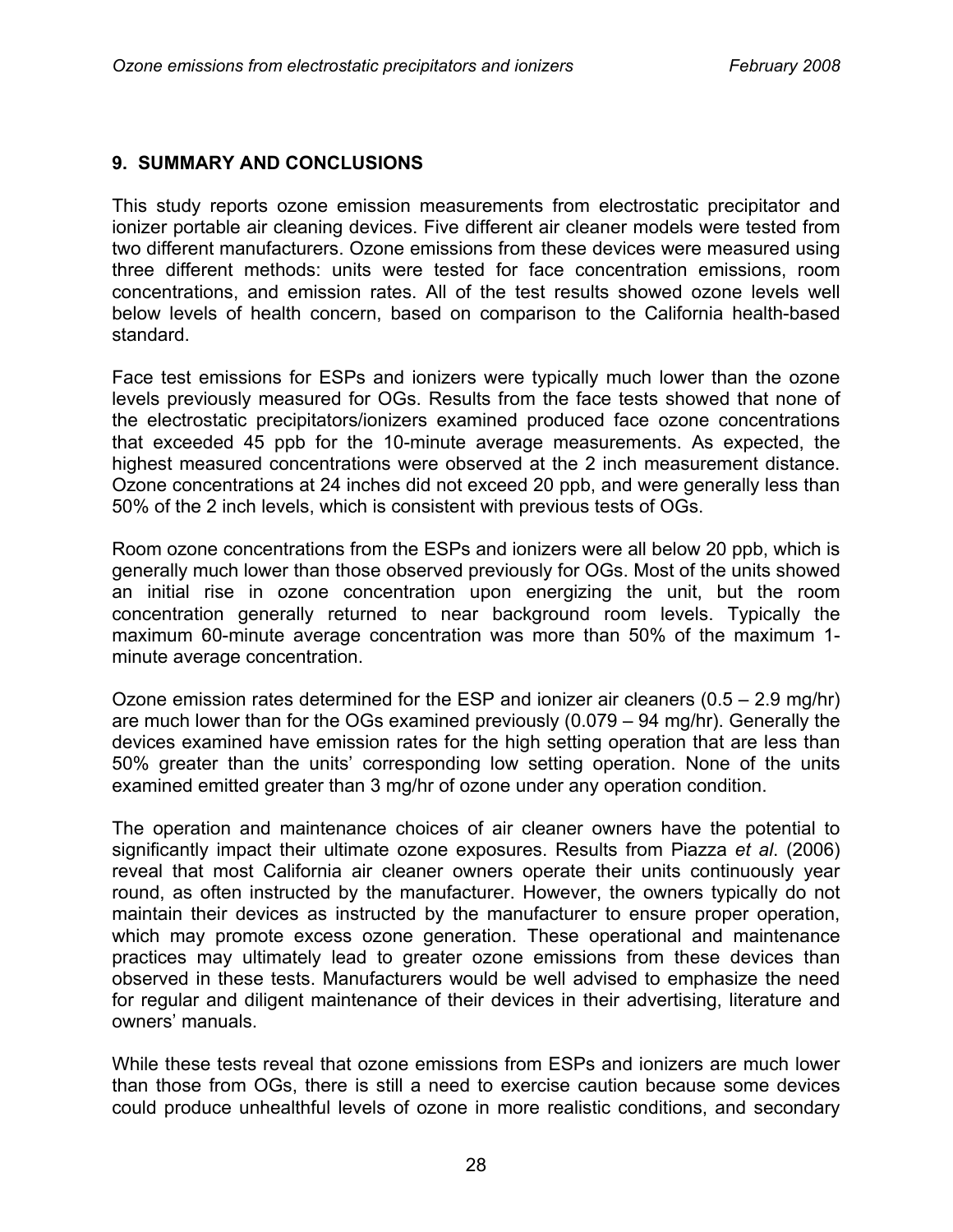## 9. SUMMARY AND CONCLUSIONS

This study reports ozone emission measurements from electrostatic precipitator and ionizer portable air cleaning devices. Five different air cleaner models were tested from two different manufacturers. Ozone emissions from these devices were measured using three different methods: units were tested for face concentration emissions, room concentrations, and emission rates. All of the test results showed ozone levels well below levels of health concern, based on comparison to the California health-based standard.

Face test emissions for ESPs and ionizers were typically much lower than the ozone levels previously measured for OGs. Results from the face tests showed that none of the electrostatic precipitators/ionizers examined produced face ozone concentrations that exceeded 45 ppb for the 10-minute average measurements. As expected, the highest measured concentrations were observed at the 2 inch measurement distance. Ozone concentrations at 24 inches did not exceed 20 ppb, and were generally less than 50% of the 2 inch levels, which is consistent with previous tests of OGs.

Room ozone concentrations from the ESPs and ionizers were all below 20 ppb, which is generally much lower than those observed previously for OGs. Most of the units showed an initial rise in ozone concentration upon energizing the unit, but the room concentration generally returned to near background room levels. Typically the maximum 60-minute average concentration was more than 50% of the maximum 1-minute average concentration.

Ozone emission rates determined for the ESP and ionizer air cleaners (0.5 – 2.9 mg/hr) are much lower than for the OGs examined previously (0.079 – 94 mg/hr). Generally the devices examined have emission rates for the high setting operation that are less than 50% greater than the units' corresponding low setting operation. None of the units examined emitted greater than 3 mg/hr of ozone under any operation condition.

The operation and maintenance choices of air cleaner owners have the potential to significantly impact their ultimate ozone exposures. Results from Piazza *et al*. (2006) reveal that most California air cleaner owners operate their units continuously year round, as often instructed by the manufacturer. However, the owners typically do not maintain their devices as instructed by the manufacturer to ensure proper operation, which may promote excess ozone generation. These operational and maintenance practices may ultimately lead to greater ozone emissions from these devices than observed in these tests. Manufacturers would be well advised to emphasize the need for regular and diligent maintenance of their devices in their advertising, literature and owners' manuals.

While these tests reveal that ozone emissions from ESPs and ionizers are much lower than those from OGs, there is still a need to exercise caution because some devices could produce unhealthful levels of ozone in more realistic conditions, and secondary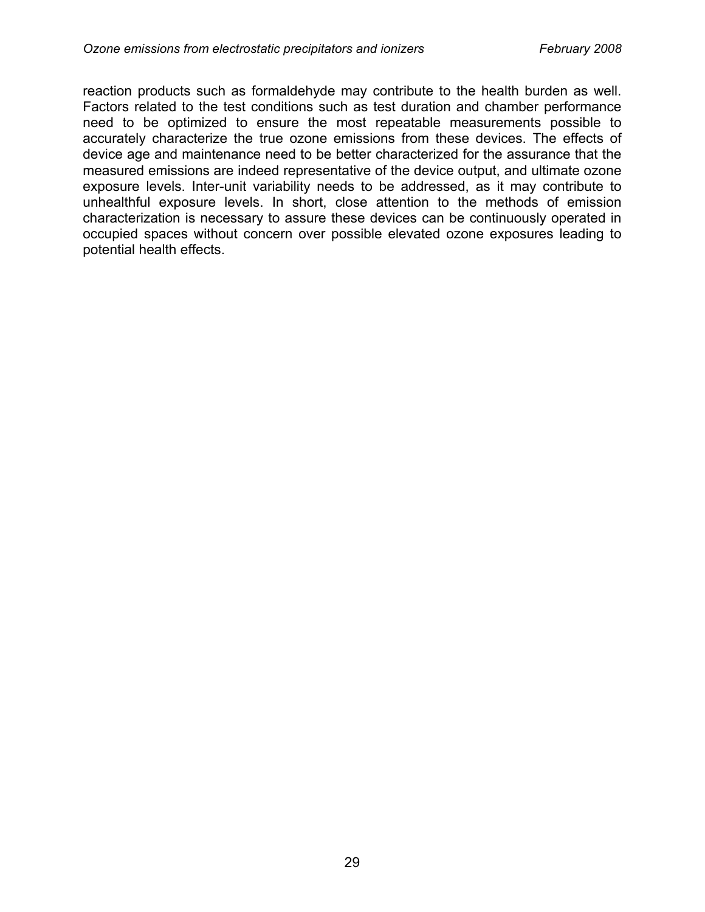reaction products such as formaldehyde may contribute to the health burden as well. Factors related to the test conditions such as test duration and chamber performance need to be optimized to ensure the most repeatable measurements possible to accurately characterize the true ozone emissions from these devices. The effects of device age and maintenance need to be better characterized for the assurance that the measured emissions are indeed representative of the device output, and ultimate ozone exposure levels. Inter-unit variability needs to be addressed, as it may contribute to unhealthful exposure levels. In short, close attention to the methods of emission characterization is necessary to assure these devices can be continuously operated in occupied spaces without concern over possible elevated ozone exposures leading to potential health effects.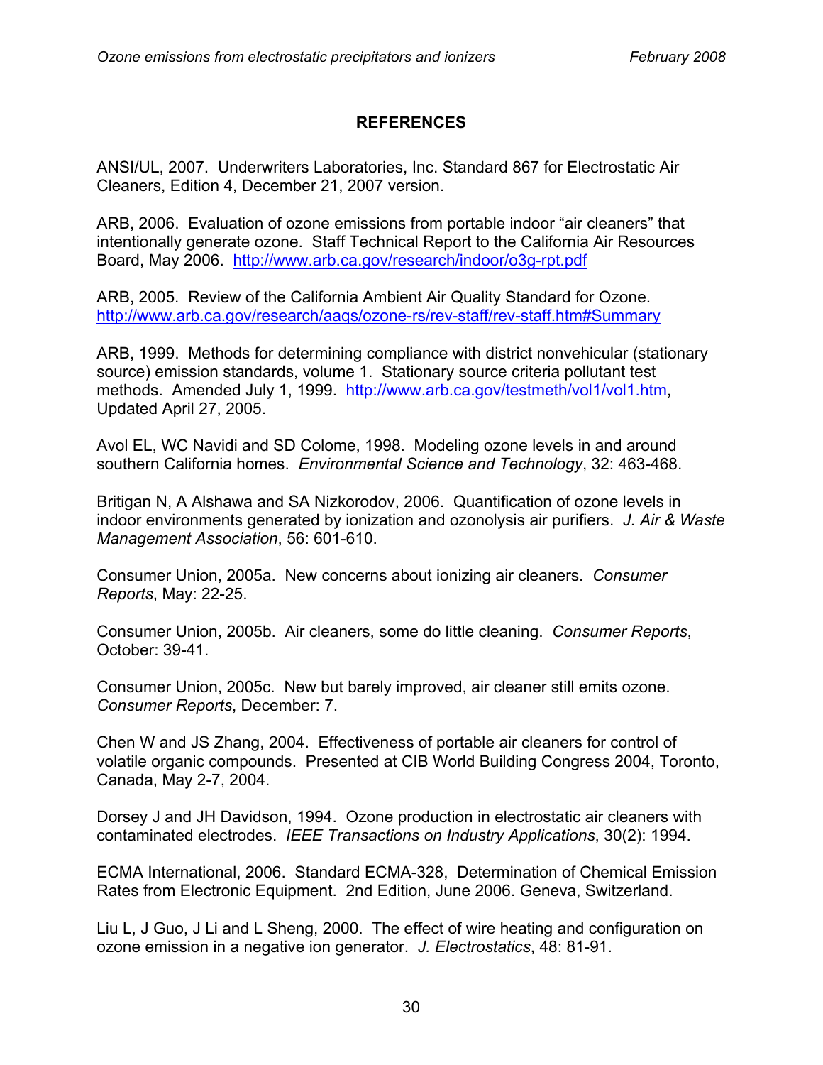## REFERENCES

ANSI/UL, 2007. Underwriters Laboratories, Inc. Standard 867 for Electrostatic Air Cleaners, Edition 4, December 21, 2007 version.

ARB, 2006. Evaluation of ozone emissions from portable indoor "air cleaners" that intentionally generate ozone. Staff Technical Report to the California Air Resources Board, May 2006. http://www.arb.ca.gov/research/indoor/o3g-rpt.pdf

ARB, 2005. Review of the California Ambient Air Quality Standard for Ozone. http://www.arb.ca.gov/research/aaqs/ozone-rs/rev-staff/rev-staff.htm#Summary

ARB, 1999. Methods for determining compliance with district nonvehicular (stationary source) emission standards, volume 1. Stationary source criteria pollutant test methods. Amended July 1, 1999. http://www.arb.ca.gov/testmeth/vol1/vol1.htm, Updated April 27, 2005.

Avol EL, WC Navidi and SD Colome, 1998. Modeling ozone levels in and around southern California homes. *Environmental Science and Technology*, 32: 463-468.

Britigan N, A Alshawa and SA Nizkorodov, 2006. Quantification of ozone levels in indoor environments generated by ionization and ozonolysis air purifiers. *J. Air & Waste Management Association*, 56: 601-610.

Consumer Union, 2005a. New concerns about ionizing air cleaners. *Consumer Reports*, May: 22-25.

Consumer Union, 2005b. Air cleaners, some do little cleaning. *Consumer Reports*, October: 39-41.

Consumer Union, 2005c. New but barely improved, air cleaner still emits ozone. *Consumer Reports*, December: 7.

Chen W and JS Zhang, 2004. Effectiveness of portable air cleaners for control of volatile organic compounds. Presented at CIB World Building Congress 2004, Toronto, Canada, May 2-7, 2004.

Dorsey J and JH Davidson, 1994. Ozone production in electrostatic air cleaners with contaminated electrodes. *IEEE Transactions on Industry Applications*, 30(2): 1994.

ECMA International, 2006. Standard ECMA-328, Determination of Chemical Emission Rates from Electronic Equipment. 2nd Edition, June 2006. Geneva, Switzerland.

Liu L, J Guo, J Li and L Sheng, 2000. The effect of wire heating and configuration on ozone emission in a negative ion generator. *J. Electrostatics*, 48: 81-91.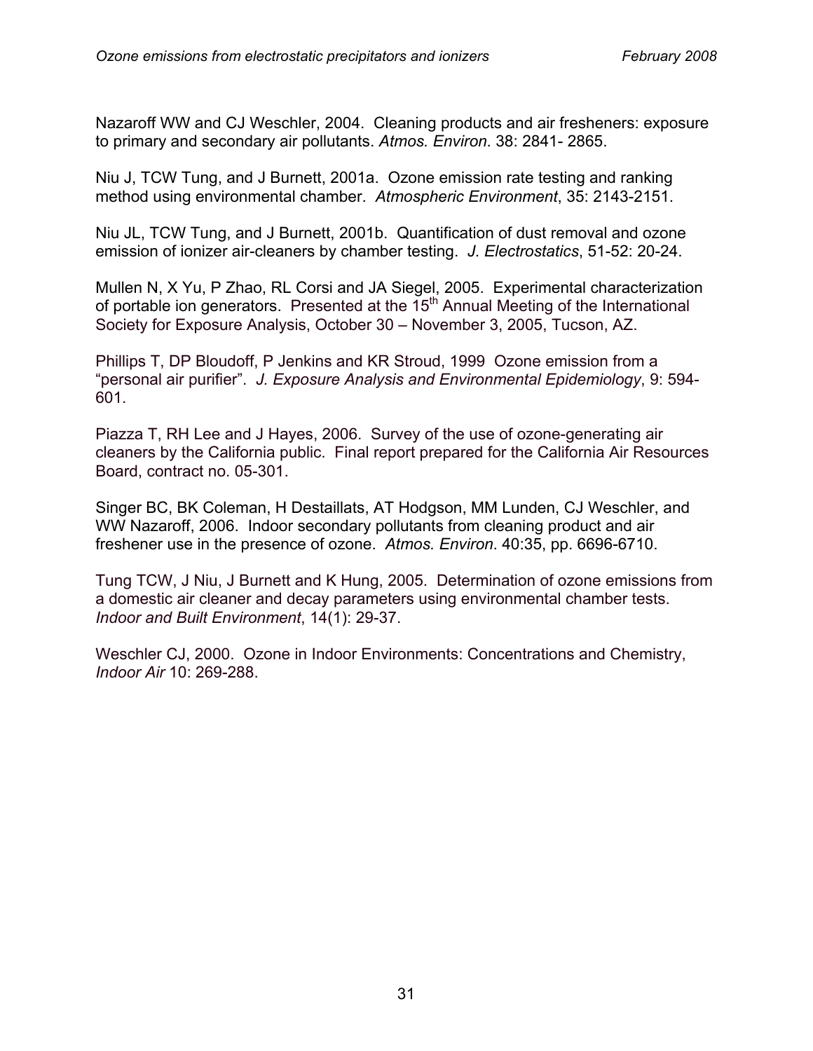Nazaroff WW and CJ Weschler, 2004. Cleaning products and air fresheners: exposure to primary and secondary air pollutants. *Atmos. Environ*. 38: 2841- 2865.

Niu J, TCW Tung, and J Burnett, 2001a. Ozone emission rate testing and ranking method using environmental chamber. *Atmospheric Environment*, 35: 2143-2151.

Niu JL, TCW Tung, and J Burnett, 2001b. Quantification of dust removal and ozone emission of ionizer air-cleaners by chamber testing. *J. Electrostatics*, 51-52: 20-24.

Mullen N, X Yu, P Zhao, RL Corsi and JA Siegel, 2005. Experimental characterization of portable ion generators. Presented at the 15th Annual Meeting of the International Society for Exposure Analysis, October 30 – November 3, 2005, Tucson, AZ.

Phillips T, DP Bloudoff, P Jenkins and KR Stroud, 1999 Ozone emission from a "personal air purifier". *J. Exposure Analysis and Environmental Epidemiology*, 9: 594-601.

Piazza T, RH Lee and J Hayes, 2006. Survey of the use of ozone-generating air cleaners by the California public. Final report prepared for the California Air Resources Board, contract no. 05-301.

Singer BC, BK Coleman, H Destaillats, AT Hodgson, MM Lunden, CJ Weschler, and WW Nazaroff, 2006. Indoor secondary pollutants from cleaning product and air freshener use in the presence of ozone. *Atmos. Environ*. 40:35, pp. 6696-6710.

Tung TCW, J Niu, J Burnett and K Hung, 2005. Determination of ozone emissions from a domestic air cleaner and decay parameters using environmental chamber tests. *Indoor and Built Environment*, 14(1): 29-37.

Weschler CJ, 2000. Ozone in Indoor Environments: Concentrations and Chemistry, *Indoor Air* 10: 269-288.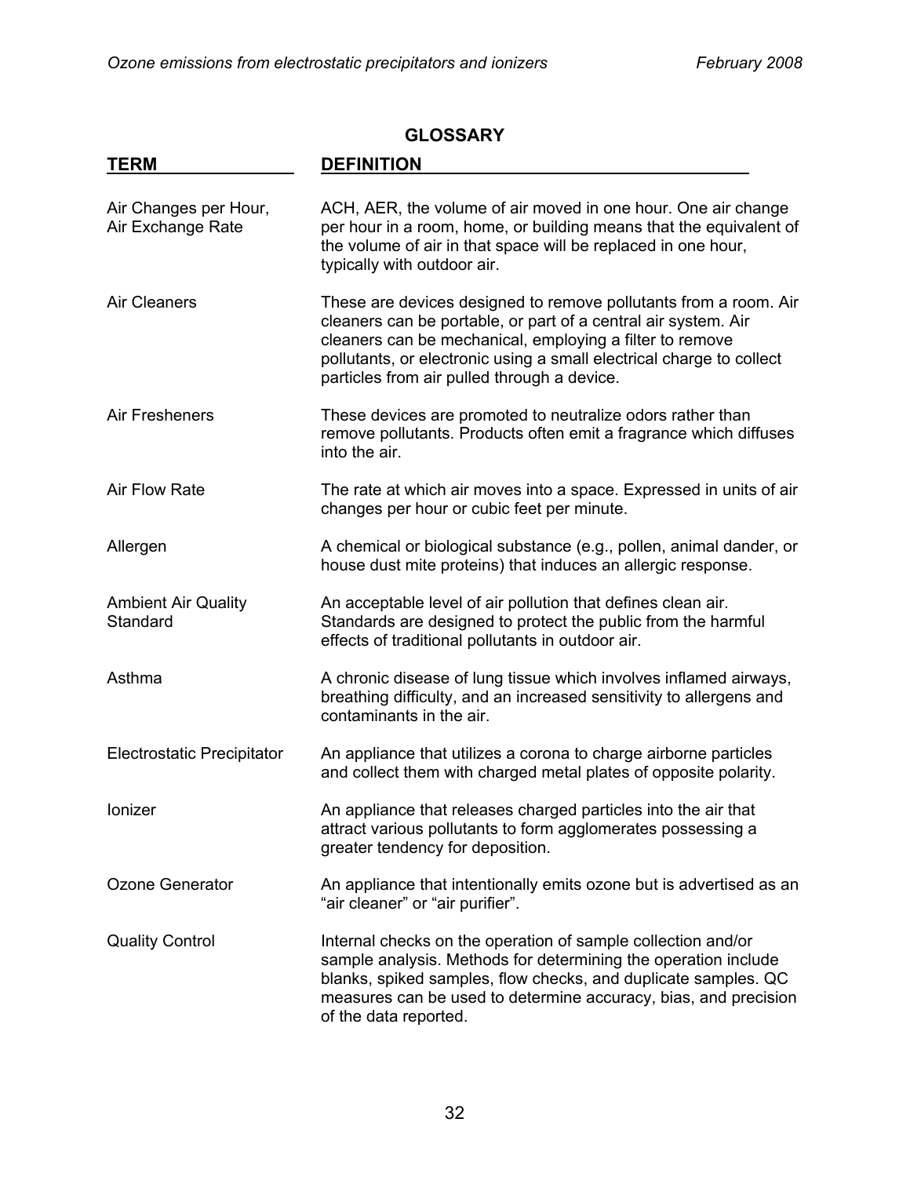## GLOSSARY

| TERM | DEFINITION |
|---|---|
| Air Changes per Hour, Air Exchange Rate | ACH, AER, the volume of air moved in one hour. One air change per hour in a room, home, or building means that the equivalent of the volume of air in that space will be replaced in one hour, typically with outdoor air. |
| Air Cleaners | These are devices designed to remove pollutants from a room. Air cleaners can be portable, or part of a central air system. Air cleaners can be mechanical, employing a filter to remove pollutants, or electronic using a small electrical charge to collect particles from air pulled through a device. |
| Air Fresheners | These devices are promoted to neutralize odors rather than remove pollutants. Products often emit a fragrance which diffuses into the air. |
| Air Flow Rate | The rate at which air moves into a space. Expressed in units of air changes per hour or cubic feet per minute. |
| Allergen | A chemical or biological substance (e.g., pollen, animal dander, or house dust mite proteins) that induces an allergic response. |
| Ambient Air Quality Standard | An acceptable level of air pollution that defines clean air. Standards are designed to protect the public from the harmful effects of traditional pollutants in outdoor air. |
| Asthma | A chronic disease of lung tissue which involves inflamed airways, breathing difficulty, and an increased sensitivity to allergens and contaminants in the air. |
| Electrostatic Precipitator | An appliance that utilizes a corona to charge airborne particles and collect them with charged metal plates of opposite polarity. |
| Ionizer | An appliance that releases charged particles into the air that attract various pollutants to form agglomerates possessing a greater tendency for deposition. |
| Ozone Generator | An appliance that intentionally emits ozone but is advertised as an "air cleaner" or "air purifier". |
| Quality Control | Internal checks on the operation of sample collection and/or sample analysis. Methods for determining the operation include blanks, spiked samples, flow checks, and duplicate samples. QC measures can be used to determine accuracy, bias, and precision of the data reported. |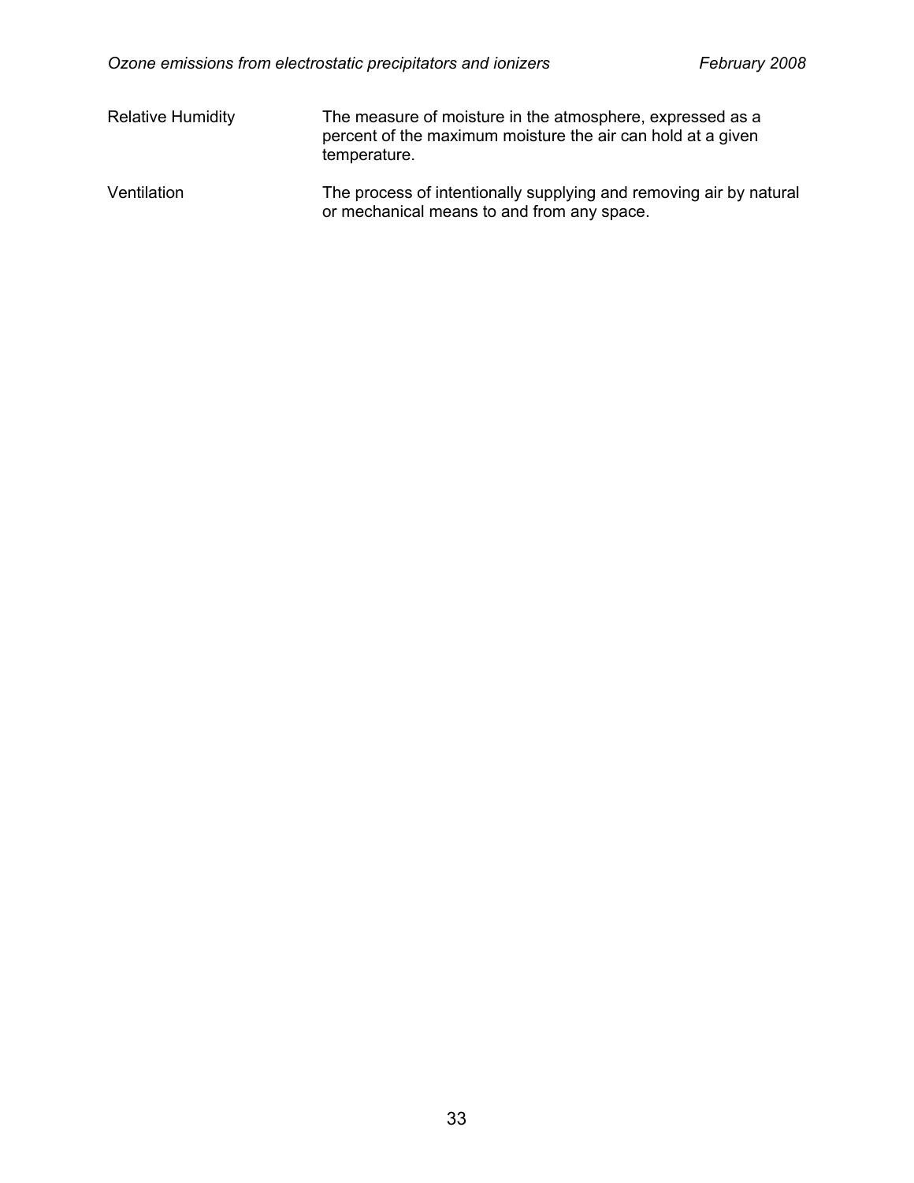| | |
|---|---|
| Relative Humidity | The measure of moisture in the atmosphere, expressed as a percent of the maximum moisture the air can hold at a given temperature. |
| Ventilation | The process of intentionally supplying and removing air by natural or mechanical means to and from any space. |